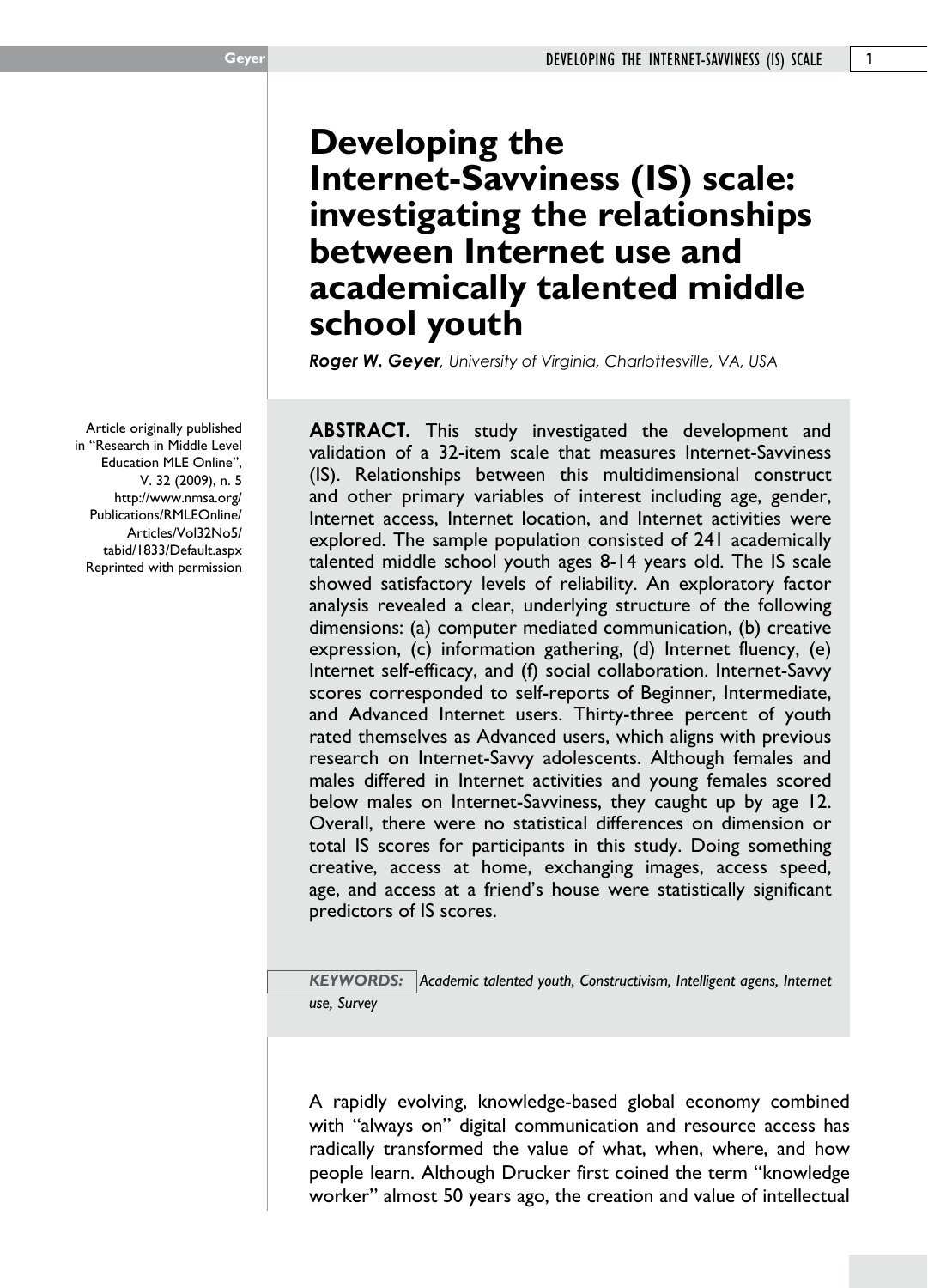# Developing the Internet-Savviness (IS) scale: investigating the relationships between Internet use and academically talented middle school youth

***Roger W. Geyer**, University of Virginia, Charlottesville, VA, USA*

Article originally published in "Research in Middle Level Education MLE Online", V. 32 (2009), n. 5 http://www.nmsa.org/Publications/RMLEOnline/Articles/Vol32No5/tabid/1833/Default.aspx Reprinted with permission

**ABSTRACT.** This study investigated the development and validation of a 32-item scale that measures Internet-Savviness (IS). Relationships between this multidimensional construct and other primary variables of interest including age, gender, Internet access, Internet location, and Internet activities were explored. The sample population consisted of 241 academically talented middle school youth ages 8-14 years old. The IS scale showed satisfactory levels of reliability. An exploratory factor analysis revealed a clear, underlying structure of the following dimensions: (a) computer mediated communication, (b) creative expression, (c) information gathering, (d) Internet fluency, (e) Internet self-efficacy, and (f) social collaboration. Internet-Savvy scores corresponded to self-reports of Beginner, Intermediate, and Advanced Internet users. Thirty-three percent of youth rated themselves as Advanced users, which aligns with previous research on Internet-Savvy adolescents. Although females and males differed in Internet activities and young females scored below males on Internet-Savviness, they caught up by age 12. Overall, there were no statistical differences on dimension or total IS scores for participants in this study. Doing something creative, access at home, exchanging images, access speed, age, and access at a friend's house were statistically significant predictors of IS scores.

***KEYWORDS:** Academic talented youth, Constructivism, Intelligent agens, Internet use, Survey*

A rapidly evolving, knowledge-based global economy combined with "always on" digital communication and resource access has radically transformed the value of what, when, where, and how people learn. Although Drucker first coined the term "knowledge worker" almost 50 years ago, the creation and value of intellectual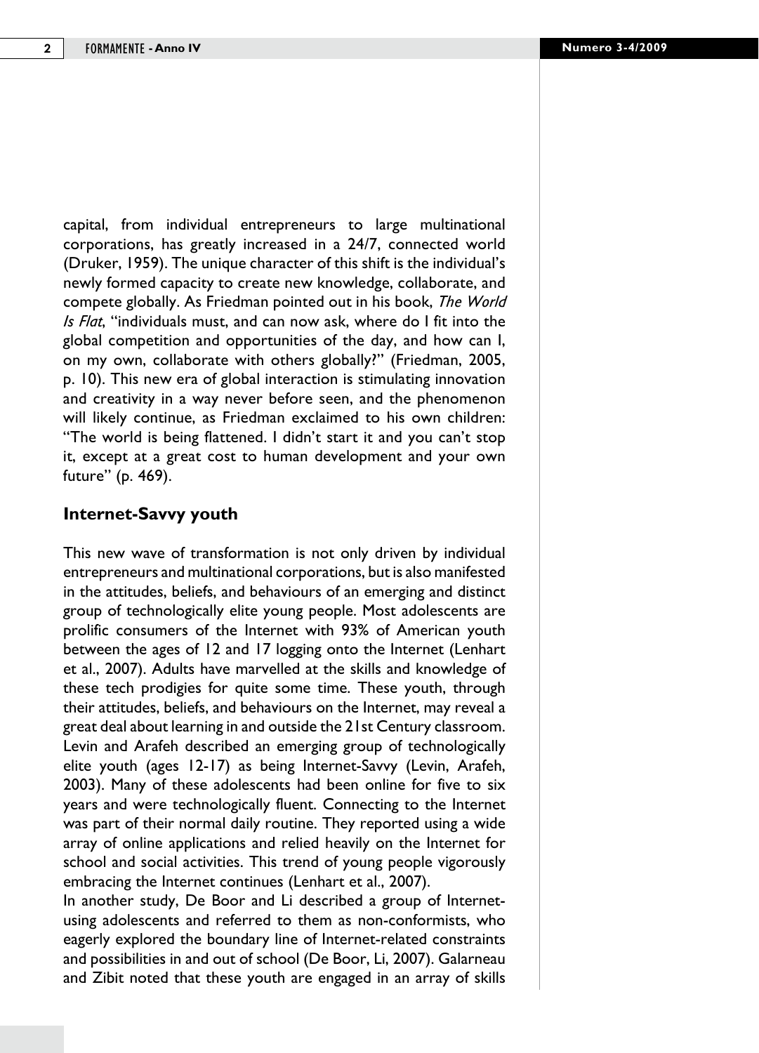capital, from individual entrepreneurs to large multinational corporations, has greatly increased in a 24/7, connected world (Druker, 1959). The unique character of this shift is the individual's newly formed capacity to create new knowledge, collaborate, and compete globally. As Friedman pointed out in his book, *The World Is Flat*, "individuals must, and can now ask, where do I fit into the global competition and opportunities of the day, and how can I, on my own, collaborate with others globally?" (Friedman, 2005, p. 10). This new era of global interaction is stimulating innovation and creativity in a way never before seen, and the phenomenon will likely continue, as Friedman exclaimed to his own children: "The world is being flattened. I didn't start it and you can't stop it, except at a great cost to human development and your own future" (p. 469).

## Internet-Savvy youth

This new wave of transformation is not only driven by individual entrepreneurs and multinational corporations, but is also manifested in the attitudes, beliefs, and behaviours of an emerging and distinct group of technologically elite young people. Most adolescents are prolific consumers of the Internet with 93% of American youth between the ages of 12 and 17 logging onto the Internet (Lenhart et al., 2007). Adults have marvelled at the skills and knowledge of these tech prodigies for quite some time. These youth, through their attitudes, beliefs, and behaviours on the Internet, may reveal a great deal about learning in and outside the 21st Century classroom. Levin and Arafeh described an emerging group of technologically elite youth (ages 12-17) as being Internet-Savvy (Levin, Arafeh, 2003). Many of these adolescents had been online for five to six years and were technologically fluent. Connecting to the Internet was part of their normal daily routine. They reported using a wide array of online applications and relied heavily on the Internet for school and social activities. This trend of young people vigorously embracing the Internet continues (Lenhart et al., 2007).

In another study, De Boor and Li described a group of Internet-using adolescents and referred to them as non-conformists, who eagerly explored the boundary line of Internet-related constraints and possibilities in and out of school (De Boor, Li, 2007). Galarneau and Zibit noted that these youth are engaged in an array of skills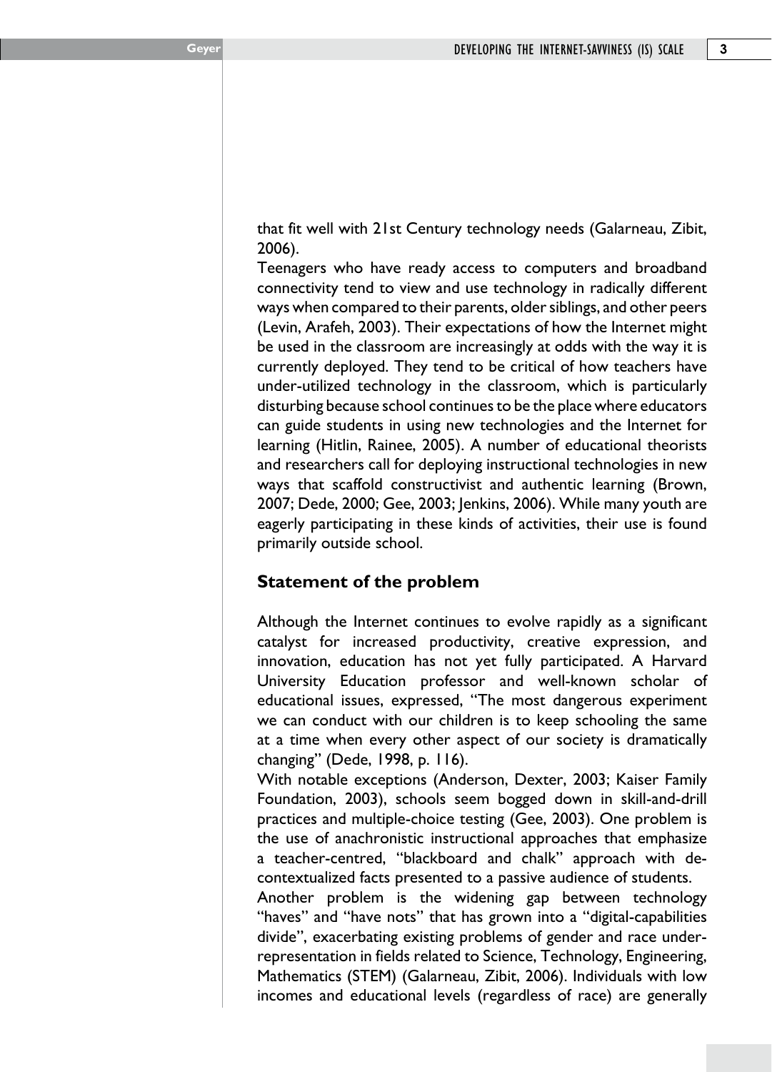that fit well with 21st Century technology needs (Galarneau, Zibit, 2006).

Teenagers who have ready access to computers and broadband connectivity tend to view and use technology in radically different ways when compared to their parents, older siblings, and other peers (Levin, Arafeh, 2003). Their expectations of how the Internet might be used in the classroom are increasingly at odds with the way it is currently deployed. They tend to be critical of how teachers have under-utilized technology in the classroom, which is particularly disturbing because school continues to be the place where educators can guide students in using new technologies and the Internet for learning (Hitlin, Rainee, 2005). A number of educational theorists and researchers call for deploying instructional technologies in new ways that scaffold constructivist and authentic learning (Brown, 2007; Dede, 2000; Gee, 2003; Jenkins, 2006). While many youth are eagerly participating in these kinds of activities, their use is found primarily outside school.

## Statement of the problem

Although the Internet continues to evolve rapidly as a significant catalyst for increased productivity, creative expression, and innovation, education has not yet fully participated. A Harvard University Education professor and well-known scholar of educational issues, expressed, "The most dangerous experiment we can conduct with our children is to keep schooling the same at a time when every other aspect of our society is dramatically changing" (Dede, 1998, p. 116).

With notable exceptions (Anderson, Dexter, 2003; Kaiser Family Foundation, 2003), schools seem bogged down in skill-and-drill practices and multiple-choice testing (Gee, 2003). One problem is the use of anachronistic instructional approaches that emphasize a teacher-centred, "blackboard and chalk" approach with de-contextualized facts presented to a passive audience of students.

Another problem is the widening gap between technology "haves" and "have nots" that has grown into a "digital-capabilities divide", exacerbating existing problems of gender and race under-representation in fields related to Science, Technology, Engineering, Mathematics (STEM) (Galarneau, Zibit, 2006). Individuals with low incomes and educational levels (regardless of race) are generally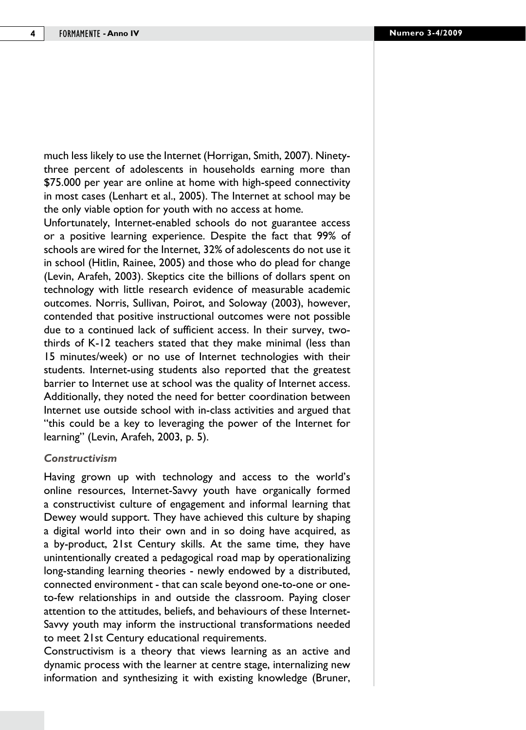much less likely to use the Internet (Horrigan, Smith, 2007). Ninety-three percent of adolescents in households earning more than $75.000 per year are online at home with high-speed connectivity in most cases (Lenhart et al., 2005). The Internet at school may be the only viable option for youth with no access at home.

Unfortunately, Internet-enabled schools do not guarantee access or a positive learning experience. Despite the fact that 99% of schools are wired for the Internet, 32% of adolescents do not use it in school (Hitlin, Rainee, 2005) and those who do plead for change (Levin, Arafeh, 2003). Skeptics cite the billions of dollars spent on technology with little research evidence of measurable academic outcomes. Norris, Sullivan, Poirot, and Soloway (2003), however, contended that positive instructional outcomes were not possible due to a continued lack of sufficient access. In their survey, two-thirds of K-12 teachers stated that they make minimal (less than 15 minutes/week) or no use of Internet technologies with their students. Internet-using students also reported that the greatest barrier to Internet use at school was the quality of Internet access. Additionally, they noted the need for better coordination between Internet use outside school with in-class activities and argued that "this could be a key to leveraging the power of the Internet for learning" (Levin, Arafeh, 2003, p. 5).

### *Constructivism*

Having grown up with technology and access to the world's online resources, Internet-Savvy youth have organically formed a constructivist culture of engagement and informal learning that Dewey would support. They have achieved this culture by shaping a digital world into their own and in so doing have acquired, as a by-product, 21st Century skills. At the same time, they have unintentionally created a pedagogical road map by operationalizing long-standing learning theories - newly endowed by a distributed, connected environment - that can scale beyond one-to-one or one-to-few relationships in and outside the classroom. Paying closer attention to the attitudes, beliefs, and behaviours of these Internet-Savvy youth may inform the instructional transformations needed to meet 21st Century educational requirements.

Constructivism is a theory that views learning as an active and dynamic process with the learner at centre stage, internalizing new information and synthesizing it with existing knowledge (Bruner,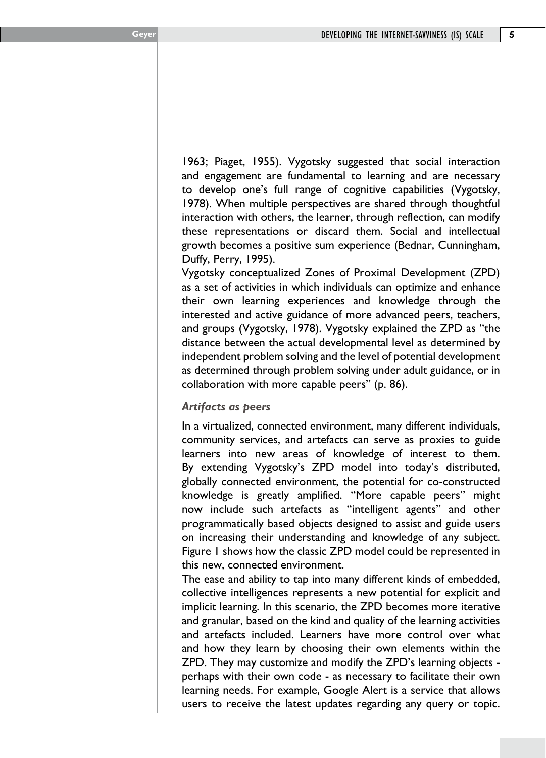1963; Piaget, 1955). Vygotsky suggested that social interaction and engagement are fundamental to learning and are necessary to develop one's full range of cognitive capabilities (Vygotsky, 1978). When multiple perspectives are shared through thoughtful interaction with others, the learner, through reflection, can modify these representations or discard them. Social and intellectual growth becomes a positive sum experience (Bednar, Cunningham, Duffy, Perry, 1995).

Vygotsky conceptualized Zones of Proximal Development (ZPD) as a set of activities in which individuals can optimize and enhance their own learning experiences and knowledge through the interested and active guidance of more advanced peers, teachers, and groups (Vygotsky, 1978). Vygotsky explained the ZPD as "the distance between the actual developmental level as determined by independent problem solving and the level of potential development as determined through problem solving under adult guidance, or in collaboration with more capable peers" (p. 86).

### *Artifacts as peers*

In a virtualized, connected environment, many different individuals, community services, and artefacts can serve as proxies to guide learners into new areas of knowledge of interest to them. By extending Vygotsky's ZPD model into today's distributed, globally connected environment, the potential for co-constructed knowledge is greatly amplified. "More capable peers" might now include such artefacts as "intelligent agents" and other programmatically based objects designed to assist and guide users on increasing their understanding and knowledge of any subject. Figure 1 shows how the classic ZPD model could be represented in this new, connected environment.

The ease and ability to tap into many different kinds of embedded, collective intelligences represents a new potential for explicit and implicit learning. In this scenario, the ZPD becomes more iterative and granular, based on the kind and quality of the learning activities and artefacts included. Learners have more control over what and how they learn by choosing their own elements within the ZPD. They may customize and modify the ZPD's learning objects - perhaps with their own code - as necessary to facilitate their own learning needs. For example, Google Alert is a service that allows users to receive the latest updates regarding any query or topic.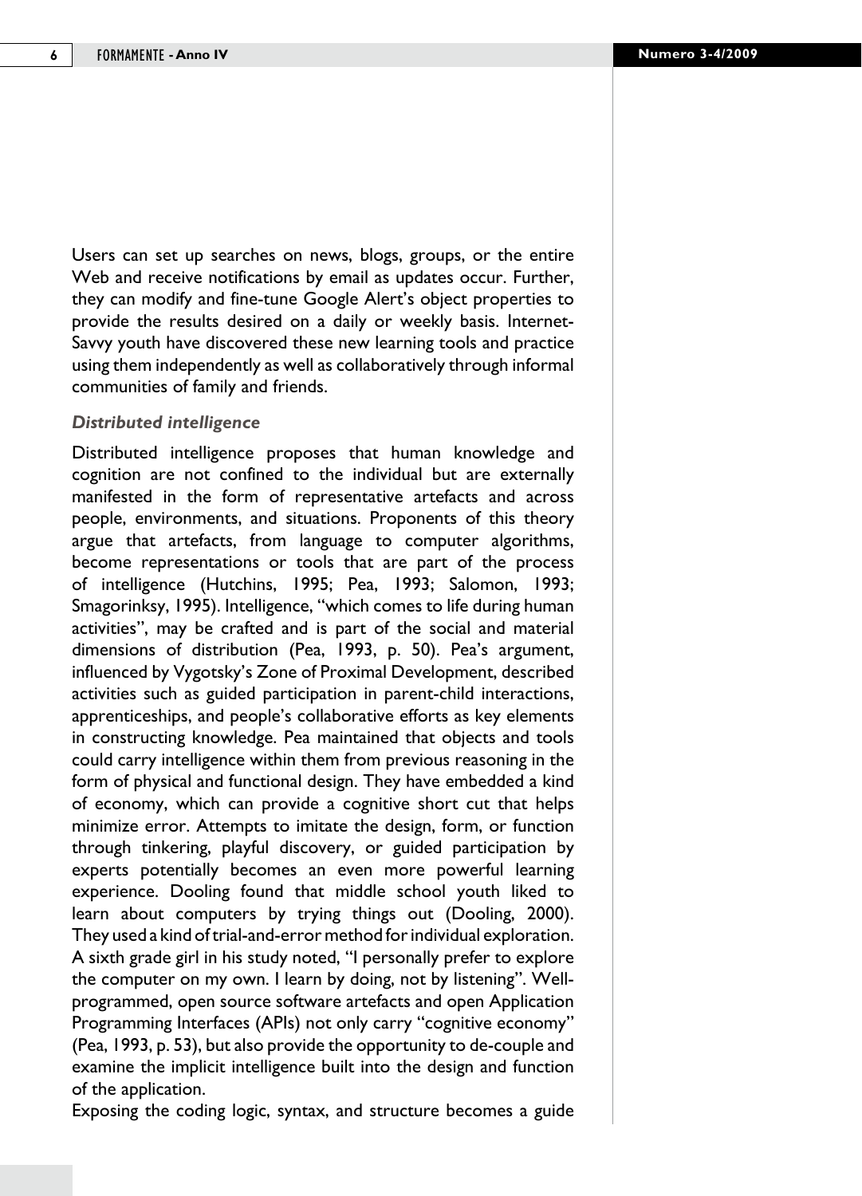Users can set up searches on news, blogs, groups, or the entire Web and receive notifications by email as updates occur. Further, they can modify and fine-tune Google Alert's object properties to provide the results desired on a daily or weekly basis. Internet-Savvy youth have discovered these new learning tools and practice using them independently as well as collaboratively through informal communities of family and friends.

### *Distributed intelligence*

Distributed intelligence proposes that human knowledge and cognition are not confined to the individual but are externally manifested in the form of representative artefacts and across people, environments, and situations. Proponents of this theory argue that artefacts, from language to computer algorithms, become representations or tools that are part of the process of intelligence (Hutchins, 1995; Pea, 1993; Salomon, 1993; Smagorinksy, 1995). Intelligence, "which comes to life during human activities", may be crafted and is part of the social and material dimensions of distribution (Pea, 1993, p. 50). Pea's argument, influenced by Vygotsky's Zone of Proximal Development, described activities such as guided participation in parent-child interactions, apprenticeships, and people's collaborative efforts as key elements in constructing knowledge. Pea maintained that objects and tools could carry intelligence within them from previous reasoning in the form of physical and functional design. They have embedded a kind of economy, which can provide a cognitive short cut that helps minimize error. Attempts to imitate the design, form, or function through tinkering, playful discovery, or guided participation by experts potentially becomes an even more powerful learning experience. Dooling found that middle school youth liked to learn about computers by trying things out (Dooling, 2000). They used a kind of trial-and-error method for individual exploration. A sixth grade girl in his study noted, "I personally prefer to explore the computer on my own. I learn by doing, not by listening". Well-programmed, open source software artefacts and open Application Programming Interfaces (APIs) not only carry "cognitive economy" (Pea, 1993, p. 53), but also provide the opportunity to de-couple and examine the implicit intelligence built into the design and function of the application.

Exposing the coding logic, syntax, and structure becomes a guide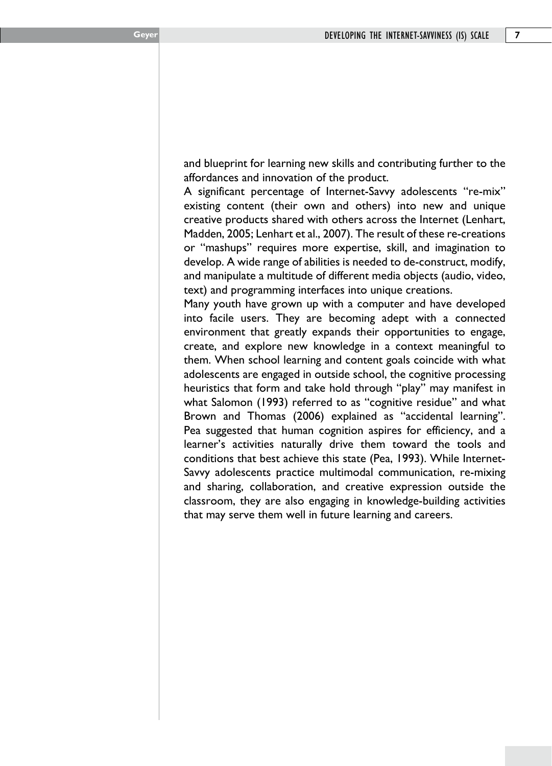and blueprint for learning new skills and contributing further to the affordances and innovation of the product.

A significant percentage of Internet-Savvy adolescents "re-mix" existing content (their own and others) into new and unique creative products shared with others across the Internet (Lenhart, Madden, 2005; Lenhart et al., 2007). The result of these re-creations or "mashups" requires more expertise, skill, and imagination to develop. A wide range of abilities is needed to de-construct, modify, and manipulate a multitude of different media objects (audio, video, text) and programming interfaces into unique creations.

Many youth have grown up with a computer and have developed into facile users. They are becoming adept with a connected environment that greatly expands their opportunities to engage, create, and explore new knowledge in a context meaningful to them. When school learning and content goals coincide with what adolescents are engaged in outside school, the cognitive processing heuristics that form and take hold through "play" may manifest in what Salomon (1993) referred to as "cognitive residue" and what Brown and Thomas (2006) explained as "accidental learning". Pea suggested that human cognition aspires for efficiency, and a learner's activities naturally drive them toward the tools and conditions that best achieve this state (Pea, 1993). While Internet-Savvy adolescents practice multimodal communication, re-mixing and sharing, collaboration, and creative expression outside the classroom, they are also engaging in knowledge-building activities that may serve them well in future learning and careers.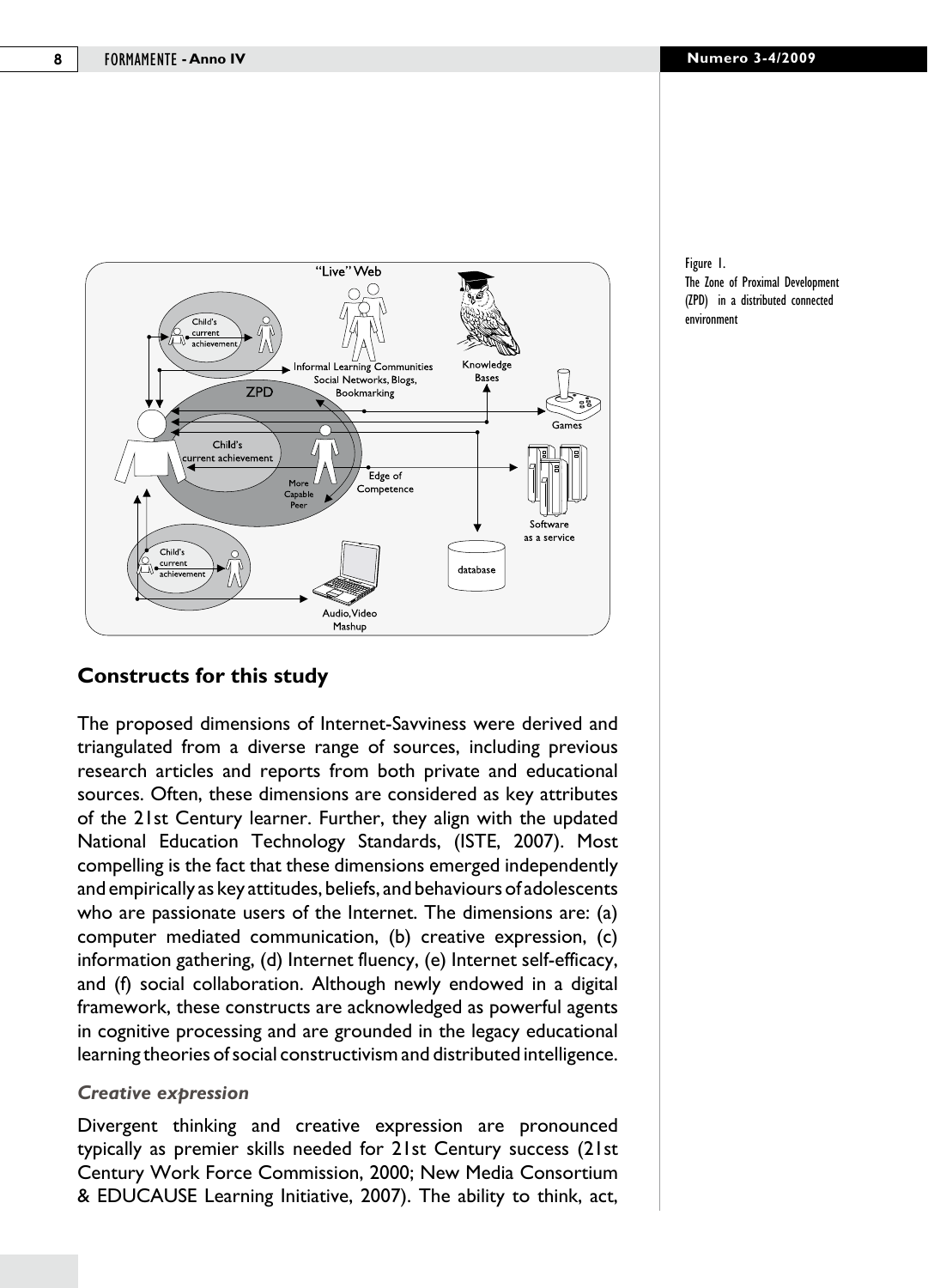Figure 1.
The Zone of Proximal Development (ZPD) in a distributed connected environment

## Constructs for this study

The proposed dimensions of Internet-Savviness were derived and triangulated from a diverse range of sources, including previous research articles and reports from both private and educational sources. Often, these dimensions are considered as key attributes of the 21st Century learner. Further, they align with the updated National Education Technology Standards, (ISTE, 2007). Most compelling is the fact that these dimensions emerged independently and empirically as key attitudes, beliefs, and behaviours of adolescents who are passionate users of the Internet. The dimensions are: (a) computer mediated communication, (b) creative expression, (c) information gathering, (d) Internet fluency, (e) Internet self-efficacy, and (f) social collaboration. Although newly endowed in a digital framework, these constructs are acknowledged as powerful agents in cognitive processing and are grounded in the legacy educational learning theories of social constructivism and distributed intelligence.

### *Creative expression*

Divergent thinking and creative expression are pronounced typically as premier skills needed for 21st Century success (21st Century Work Force Commission, 2000; New Media Consortium & EDUCAUSE Learning Initiative, 2007). The ability to think, act,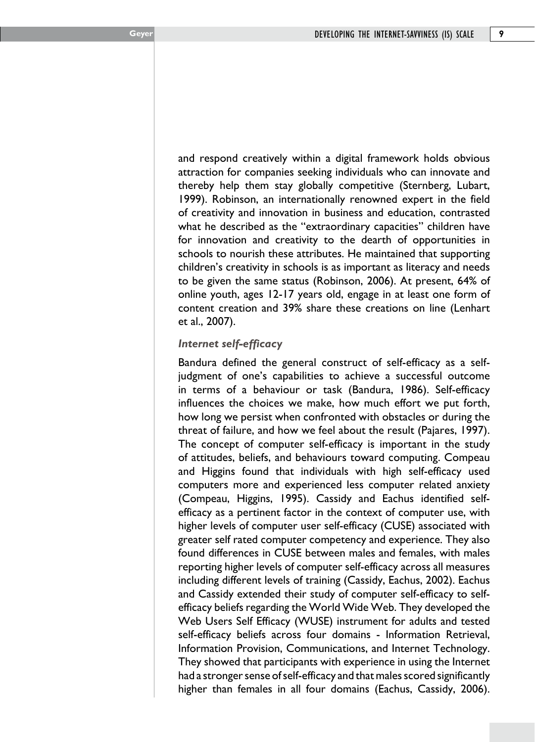and respond creatively within a digital framework holds obvious attraction for companies seeking individuals who can innovate and thereby help them stay globally competitive (Sternberg, Lubart, 1999). Robinson, an internationally renowned expert in the field of creativity and innovation in business and education, contrasted what he described as the "extraordinary capacities" children have for innovation and creativity to the dearth of opportunities in schools to nourish these attributes. He maintained that supporting children's creativity in schools is as important as literacy and needs to be given the same status (Robinson, 2006). At present, 64% of online youth, ages 12-17 years old, engage in at least one form of content creation and 39% share these creations on line (Lenhart et al., 2007).

### *Internet self-efficacy*

Bandura defined the general construct of self-efficacy as a self-judgment of one's capabilities to achieve a successful outcome in terms of a behaviour or task (Bandura, 1986). Self-efficacy influences the choices we make, how much effort we put forth, how long we persist when confronted with obstacles or during the threat of failure, and how we feel about the result (Pajares, 1997). The concept of computer self-efficacy is important in the study of attitudes, beliefs, and behaviours toward computing. Compeau and Higgins found that individuals with high self-efficacy used computers more and experienced less computer related anxiety (Compeau, Higgins, 1995). Cassidy and Eachus identified self-efficacy as a pertinent factor in the context of computer use, with higher levels of computer user self-efficacy (CUSE) associated with greater self rated computer competency and experience. They also found differences in CUSE between males and females, with males reporting higher levels of computer self-efficacy across all measures including different levels of training (Cassidy, Eachus, 2002). Eachus and Cassidy extended their study of computer self-efficacy to self-efficacy beliefs regarding the World Wide Web. They developed the Web Users Self Efficacy (WUSE) instrument for adults and tested self-efficacy beliefs across four domains - Information Retrieval, Information Provision, Communications, and Internet Technology. They showed that participants with experience in using the Internet had a stronger sense of self-efficacy and that males scored significantly higher than females in all four domains (Eachus, Cassidy, 2006).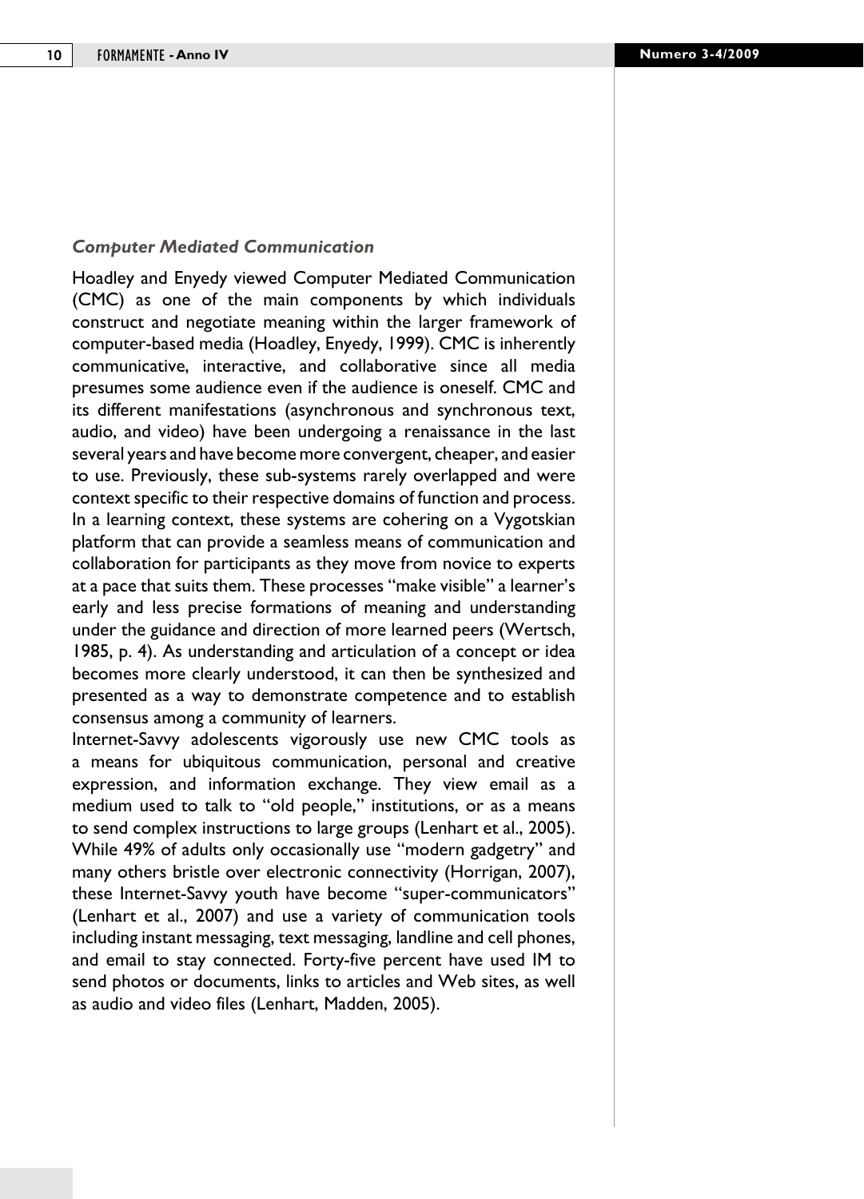### *Computer Mediated Communication*

Hoadley and Enyedy viewed Computer Mediated Communication (CMC) as one of the main components by which individuals construct and negotiate meaning within the larger framework of computer-based media (Hoadley, Enyedy, 1999). CMC is inherently communicative, interactive, and collaborative since all media presumes some audience even if the audience is oneself. CMC and its different manifestations (asynchronous and synchronous text, audio, and video) have been undergoing a renaissance in the last several years and have become more convergent, cheaper, and easier to use. Previously, these sub-systems rarely overlapped and were context specific to their respective domains of function and process. In a learning context, these systems are cohering on a Vygotskian platform that can provide a seamless means of communication and collaboration for participants as they move from novice to experts at a pace that suits them. These processes "make visible" a learner's early and less precise formations of meaning and understanding under the guidance and direction of more learned peers (Wertsch, 1985, p. 4). As understanding and articulation of a concept or idea becomes more clearly understood, it can then be synthesized and presented as a way to demonstrate competence and to establish consensus among a community of learners.

Internet-Savvy adolescents vigorously use new CMC tools as a means for ubiquitous communication, personal and creative expression, and information exchange. They view email as a medium used to talk to "old people," institutions, or as a means to send complex instructions to large groups (Lenhart et al., 2005). While 49% of adults only occasionally use "modern gadgetry" and many others bristle over electronic connectivity (Horrigan, 2007), these Internet-Savvy youth have become "super-communicators" (Lenhart et al., 2007) and use a variety of communication tools including instant messaging, text messaging, landline and cell phones, and email to stay connected. Forty-five percent have used IM to send photos or documents, links to articles and Web sites, as well as audio and video files (Lenhart, Madden, 2005).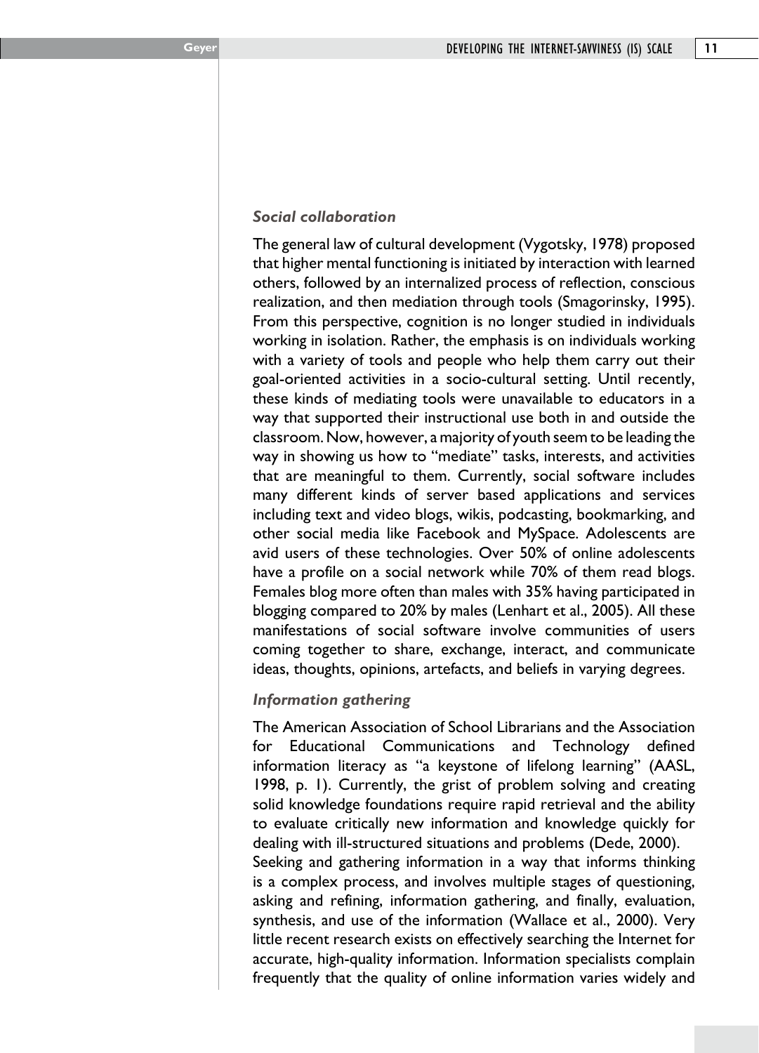### *Social collaboration*

The general law of cultural development (Vygotsky, 1978) proposed that higher mental functioning is initiated by interaction with learned others, followed by an internalized process of reflection, conscious realization, and then mediation through tools (Smagorinsky, 1995). From this perspective, cognition is no longer studied in individuals working in isolation. Rather, the emphasis is on individuals working with a variety of tools and people who help them carry out their goal-oriented activities in a socio-cultural setting. Until recently, these kinds of mediating tools were unavailable to educators in a way that supported their instructional use both in and outside the classroom. Now, however, a majority of youth seem to be leading the way in showing us how to "mediate" tasks, interests, and activities that are meaningful to them. Currently, social software includes many different kinds of server based applications and services including text and video blogs, wikis, podcasting, bookmarking, and other social media like Facebook and MySpace. Adolescents are avid users of these technologies. Over 50% of online adolescents have a profile on a social network while 70% of them read blogs. Females blog more often than males with 35% having participated in blogging compared to 20% by males (Lenhart et al., 2005). All these manifestations of social software involve communities of users coming together to share, exchange, interact, and communicate ideas, thoughts, opinions, artefacts, and beliefs in varying degrees.

### *Information gathering*

The American Association of School Librarians and the Association for Educational Communications and Technology defined information literacy as "a keystone of lifelong learning" (AASL, 1998, p. 1). Currently, the grist of problem solving and creating solid knowledge foundations require rapid retrieval and the ability to evaluate critically new information and knowledge quickly for dealing with ill-structured situations and problems (Dede, 2000).

Seeking and gathering information in a way that informs thinking is a complex process, and involves multiple stages of questioning, asking and refining, information gathering, and finally, evaluation, synthesis, and use of the information (Wallace et al., 2000). Very little recent research exists on effectively searching the Internet for accurate, high-quality information. Information specialists complain frequently that the quality of online information varies widely and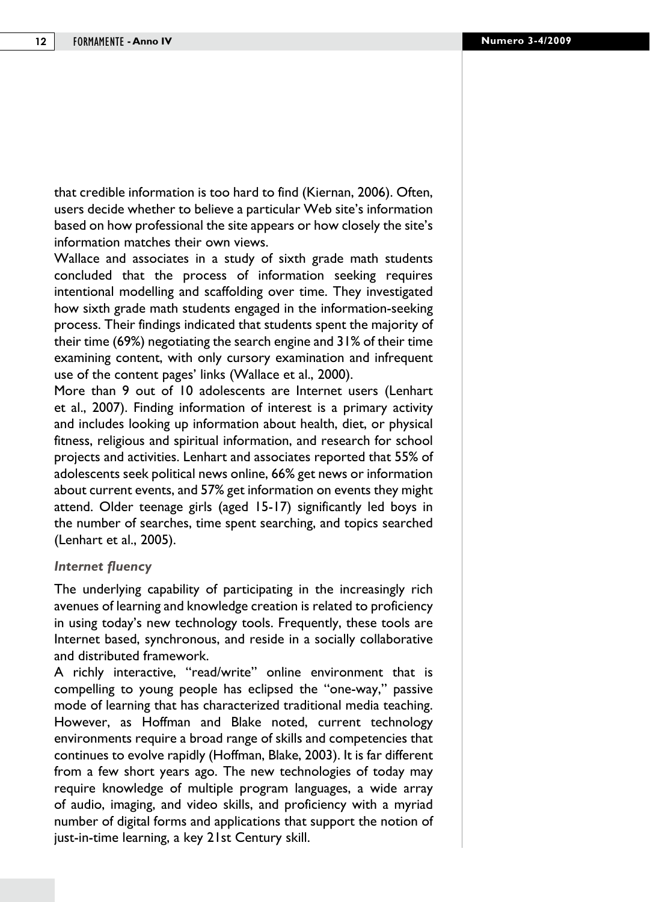that credible information is too hard to find (Kiernan, 2006). Often, users decide whether to believe a particular Web site's information based on how professional the site appears or how closely the site's information matches their own views.

Wallace and associates in a study of sixth grade math students concluded that the process of information seeking requires intentional modelling and scaffolding over time. They investigated how sixth grade math students engaged in the information-seeking process. Their findings indicated that students spent the majority of their time (69%) negotiating the search engine and 31% of their time examining content, with only cursory examination and infrequent use of the content pages' links (Wallace et al., 2000).

More than 9 out of 10 adolescents are Internet users (Lenhart et al., 2007). Finding information of interest is a primary activity and includes looking up information about health, diet, or physical fitness, religious and spiritual information, and research for school projects and activities. Lenhart and associates reported that 55% of adolescents seek political news online, 66% get news or information about current events, and 57% get information on events they might attend. Older teenage girls (aged 15-17) significantly led boys in the number of searches, time spent searching, and topics searched (Lenhart et al., 2005).

### *Internet fluency*

The underlying capability of participating in the increasingly rich avenues of learning and knowledge creation is related to proficiency in using today's new technology tools. Frequently, these tools are Internet based, synchronous, and reside in a socially collaborative and distributed framework.

A richly interactive, "read/write" online environment that is compelling to young people has eclipsed the "one-way," passive mode of learning that has characterized traditional media teaching. However, as Hoffman and Blake noted, current technology environments require a broad range of skills and competencies that continues to evolve rapidly (Hoffman, Blake, 2003). It is far different from a few short years ago. The new technologies of today may require knowledge of multiple program languages, a wide array of audio, imaging, and video skills, and proficiency with a myriad number of digital forms and applications that support the notion of just-in-time learning, a key 21st Century skill.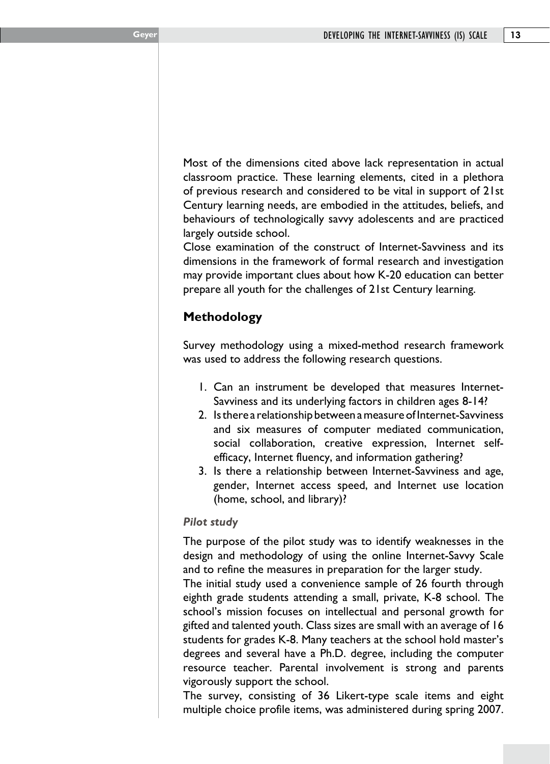Most of the dimensions cited above lack representation in actual classroom practice. These learning elements, cited in a plethora of previous research and considered to be vital in support of 21st Century learning needs, are embodied in the attitudes, beliefs, and behaviours of technologically savvy adolescents and are practiced largely outside school.

Close examination of the construct of Internet-Savviness and its dimensions in the framework of formal research and investigation may provide important clues about how K-20 education can better prepare all youth for the challenges of 21st Century learning.

## Methodology

Survey methodology using a mixed-method research framework was used to address the following research questions.

1. Can an instrument be developed that measures Internet-Savviness and its underlying factors in children ages 8-14?
2. Is there a relationship between a measure of Internet-Savviness and six measures of computer mediated communication, social collaboration, creative expression, Internet self-efficacy, Internet fluency, and information gathering?
3. Is there a relationship between Internet-Savviness and age, gender, Internet access speed, and Internet use location (home, school, and library)?

### *Pilot study*

The purpose of the pilot study was to identify weaknesses in the design and methodology of using the online Internet-Savvy Scale and to refine the measures in preparation for the larger study.

The initial study used a convenience sample of 26 fourth through eighth grade students attending a small, private, K-8 school. The school's mission focuses on intellectual and personal growth for gifted and talented youth. Class sizes are small with an average of 16 students for grades K-8. Many teachers at the school hold master's degrees and several have a Ph.D. degree, including the computer resource teacher. Parental involvement is strong and parents vigorously support the school.

The survey, consisting of 36 Likert-type scale items and eight multiple choice profile items, was administered during spring 2007.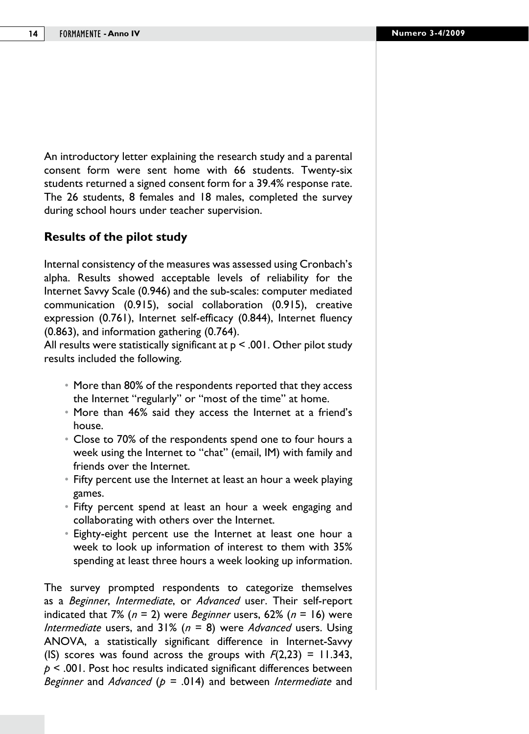An introductory letter explaining the research study and a parental consent form were sent home with 66 students. Twenty-six students returned a signed consent form for a 39.4% response rate. The 26 students, 8 females and 18 males, completed the survey during school hours under teacher supervision.

### Results of the pilot study

Internal consistency of the measures was assessed using Cronbach's alpha. Results showed acceptable levels of reliability for the Internet Savvy Scale (0.946) and the sub-scales: computer mediated communication (0.915), social collaboration (0.915), creative expression (0.761), Internet self-efficacy (0.844), Internet fluency (0.863), and information gathering (0.764).
All results were statistically significant at $p < .001$. Other pilot study results included the following.

- More than 80% of the respondents reported that they access the Internet "regularly" or "most of the time" at home.
- More than 46% said they access the Internet at a friend's house.
- Close to 70% of the respondents spend one to four hours a week using the Internet to "chat" (email, IM) with family and friends over the Internet.
- Fifty percent use the Internet at least an hour a week playing games.
- Fifty percent spend at least an hour a week engaging and collaborating with others over the Internet.
- Eighty-eight percent use the Internet at least one hour a week to look up information of interest to them with 35% spending at least three hours a week looking up information.

The survey prompted respondents to categorize themselves as a *Beginner*, *Intermediate*, or *Advanced* user. Their self-report indicated that 7% ($n = 2$) were *Beginner* users, 62% ($n = 16$) were *Intermediate* users, and 31% ($n = 8$) were *Advanced* users. Using ANOVA, a statistically significant difference in Internet-Savvy (IS) scores was found across the groups with $F(2,23) = 11.343$, $p < .001$. Post hoc results indicated significant differences between *Beginner* and *Advanced* ($p = .014$) and between *Intermediate* and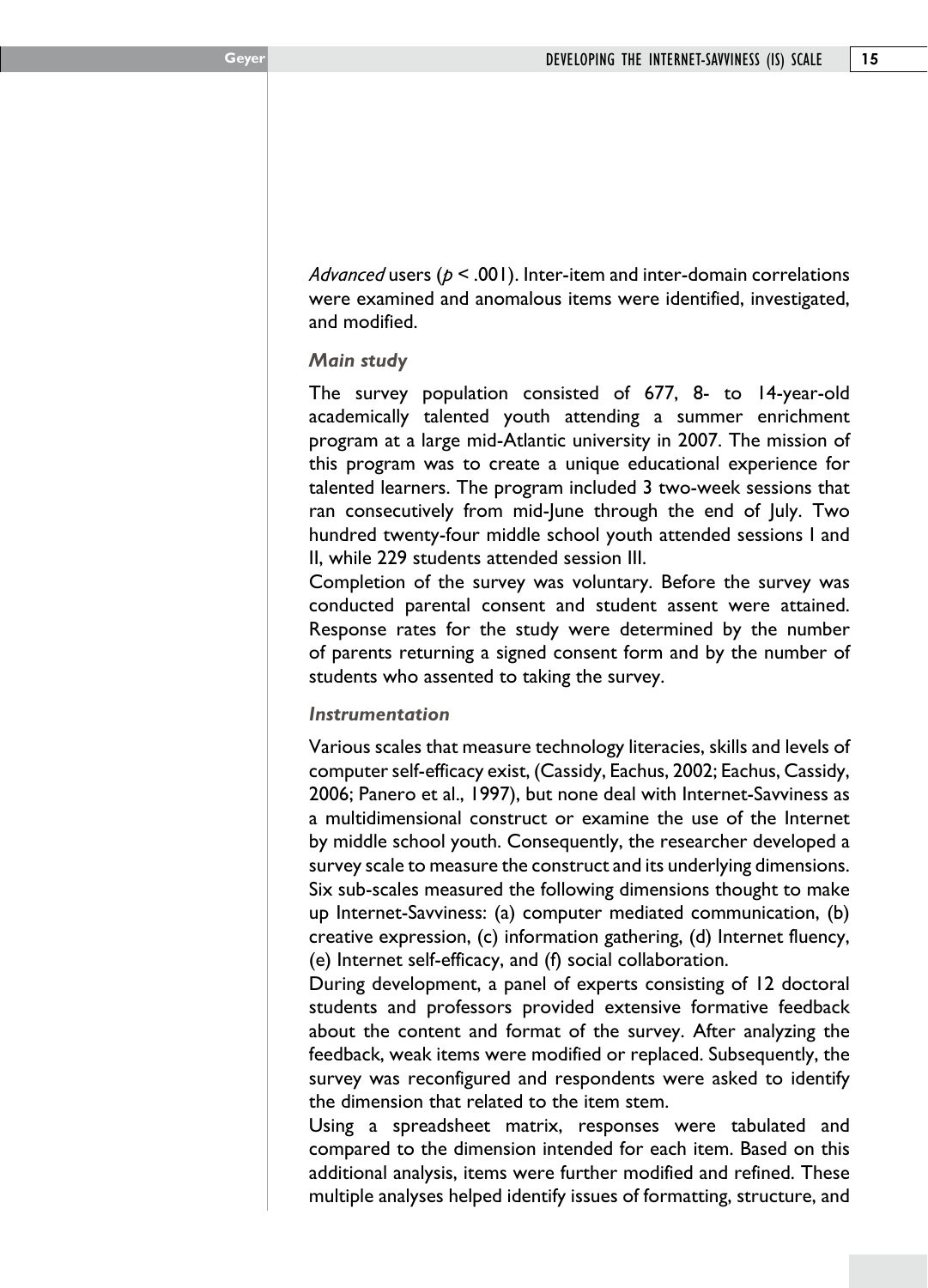*Advanced* users ($p < .001$). Inter-item and inter-domain correlations were examined and anomalous items were identified, investigated, and modified.

### *Main study*

The survey population consisted of 677, 8- to 14-year-old academically talented youth attending a summer enrichment program at a large mid-Atlantic university in 2007. The mission of this program was to create a unique educational experience for talented learners. The program included 3 two-week sessions that ran consecutively from mid-June through the end of July. Two hundred twenty-four middle school youth attended sessions I and II, while 229 students attended session III.

Completion of the survey was voluntary. Before the survey was conducted parental consent and student assent were attained. Response rates for the study were determined by the number of parents returning a signed consent form and by the number of students who assented to taking the survey.

### *Instrumentation*

Various scales that measure technology literacies, skills and levels of computer self-efficacy exist, (Cassidy, Eachus, 2002; Eachus, Cassidy, 2006; Panero et al., 1997), but none deal with Internet-Savviness as a multidimensional construct or examine the use of the Internet by middle school youth. Consequently, the researcher developed a survey scale to measure the construct and its underlying dimensions. Six sub-scales measured the following dimensions thought to make up Internet-Savviness: (a) computer mediated communication, (b) creative expression, (c) information gathering, (d) Internet fluency, (e) Internet self-efficacy, and (f) social collaboration.

During development, a panel of experts consisting of 12 doctoral students and professors provided extensive formative feedback about the content and format of the survey. After analyzing the feedback, weak items were modified or replaced. Subsequently, the survey was reconfigured and respondents were asked to identify the dimension that related to the item stem.

Using a spreadsheet matrix, responses were tabulated and compared to the dimension intended for each item. Based on this additional analysis, items were further modified and refined. These multiple analyses helped identify issues of formatting, structure, and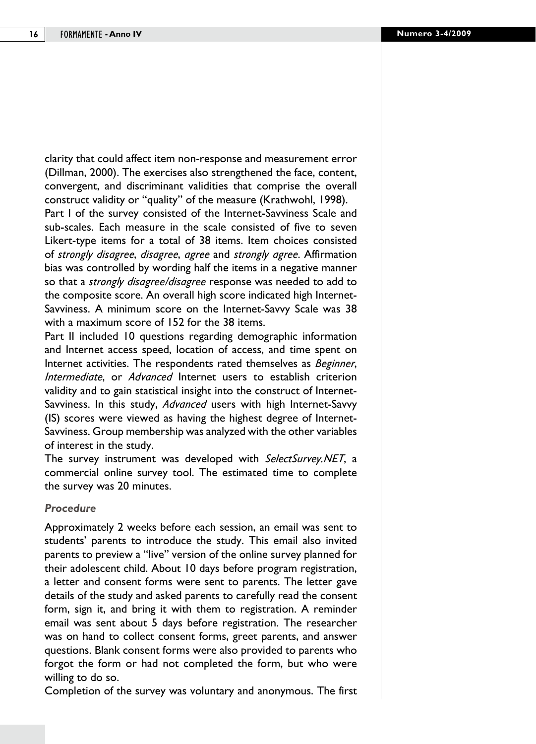clarity that could affect item non-response and measurement error (Dillman, 2000). The exercises also strengthened the face, content, convergent, and discriminant validities that comprise the overall construct validity or "quality" of the measure (Krathwohl, 1998).

Part I of the survey consisted of the Internet-Savviness Scale and sub-scales. Each measure in the scale consisted of five to seven Likert-type items for a total of 38 items. Item choices consisted of *strongly disagree*, *disagree*, *agree* and *strongly agree*. Affirmation bias was controlled by wording half the items in a negative manner so that a *strongly disagree/disagree* response was needed to add to the composite score. An overall high score indicated high Internet-Savviness. A minimum score on the Internet-Savvy Scale was 38 with a maximum score of 152 for the 38 items.

Part II included 10 questions regarding demographic information and Internet access speed, location of access, and time spent on Internet activities. The respondents rated themselves as *Beginner*, *Intermediate*, or *Advanced* Internet users to establish criterion validity and to gain statistical insight into the construct of Internet-Savviness. In this study, *Advanced* users with high Internet-Savvy (IS) scores were viewed as having the highest degree of Internet-Savviness. Group membership was analyzed with the other variables of interest in the study.

The survey instrument was developed with *SelectSurvey.NET*, a commercial online survey tool. The estimated time to complete the survey was 20 minutes.

### *Procedure*

Approximately 2 weeks before each session, an email was sent to students' parents to introduce the study. This email also invited parents to preview a "live" version of the online survey planned for their adolescent child. About 10 days before program registration, a letter and consent forms were sent to parents. The letter gave details of the study and asked parents to carefully read the consent form, sign it, and bring it with them to registration. A reminder email was sent about 5 days before registration. The researcher was on hand to collect consent forms, greet parents, and answer questions. Blank consent forms were also provided to parents who forgot the form or had not completed the form, but who were willing to do so.

Completion of the survey was voluntary and anonymous. The first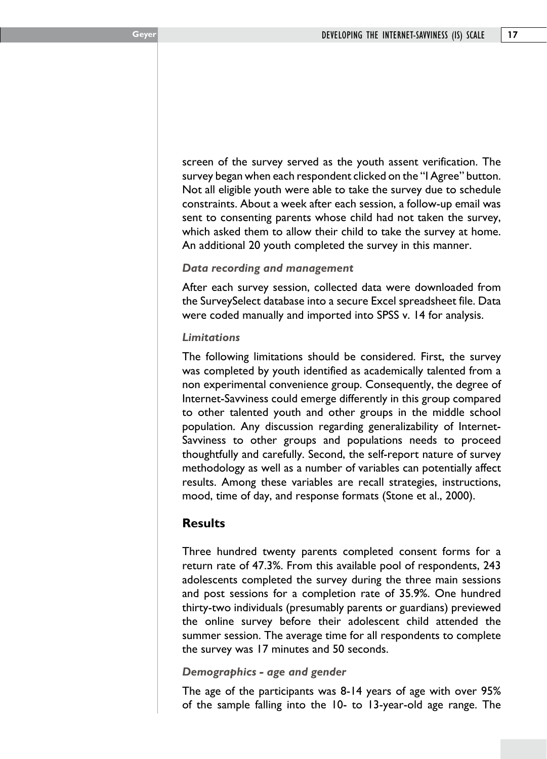screen of the survey served as the youth assent verification. The survey began when each respondent clicked on the "I Agree" button. Not all eligible youth were able to take the survey due to schedule constraints. About a week after each session, a follow-up email was sent to consenting parents whose child had not taken the survey, which asked them to allow their child to take the survey at home. An additional 20 youth completed the survey in this manner.

### *Data recording and management*

After each survey session, collected data were downloaded from the SurveySelect database into a secure Excel spreadsheet file. Data were coded manually and imported into SPSS v. 14 for analysis.

### *Limitations*

The following limitations should be considered. First, the survey was completed by youth identified as academically talented from a non experimental convenience group. Consequently, the degree of Internet-Savviness could emerge differently in this group compared to other talented youth and other groups in the middle school population. Any discussion regarding generalizability of Internet-Savviness to other groups and populations needs to proceed thoughtfully and carefully. Second, the self-report nature of survey methodology as well as a number of variables can potentially affect results. Among these variables are recall strategies, instructions, mood, time of day, and response formats (Stone et al., 2000).

## Results

Three hundred twenty parents completed consent forms for a return rate of 47.3%. From this available pool of respondents, 243 adolescents completed the survey during the three main sessions and post sessions for a completion rate of 35.9%. One hundred thirty-two individuals (presumably parents or guardians) previewed the online survey before their adolescent child attended the summer session. The average time for all respondents to complete the survey was 17 minutes and 50 seconds.

### *Demographics - age and gender*

The age of the participants was 8-14 years of age with over 95% of the sample falling into the 10- to 13-year-old age range. The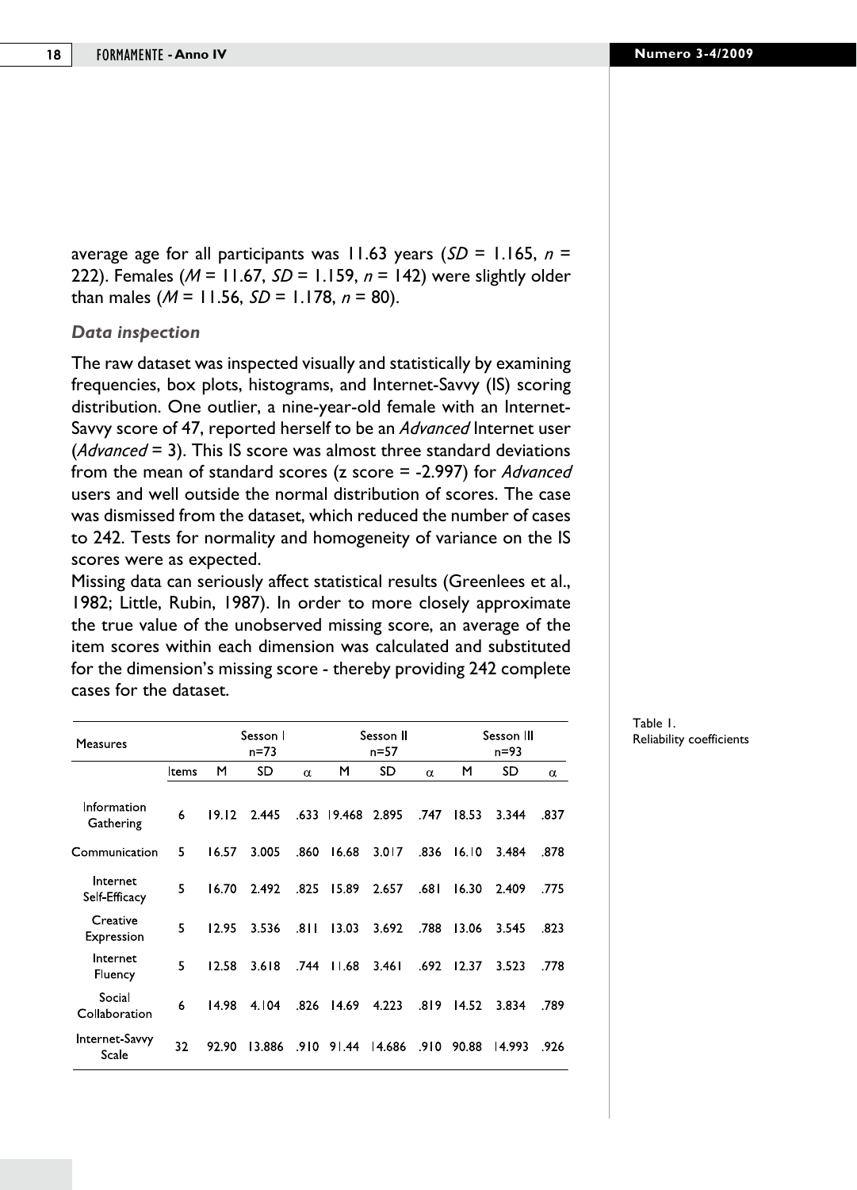average age for all participants was 11.63 years ($SD$ = 1.165, $n$ = 222). Females ($M$ = 11.67, $SD$ = 1.159, $n$ = 142) were slightly older than males ($M$ = 11.56, $SD$ = 1.178, $n$ = 80).

### *Data inspection*

The raw dataset was inspected visually and statistically by examining frequencies, box plots, histograms, and Internet-Savvy (IS) scoring distribution. One outlier, a nine-year-old female with an Internet-Savvy score of 47, reported herself to be an *Advanced* Internet user (*Advanced* = 3). This IS score was almost three standard deviations from the mean of standard scores (z score = -2.997) for *Advanced* users and well outside the normal distribution of scores. The case was dismissed from the dataset, which reduced the number of cases to 242. Tests for normality and homogeneity of variance on the IS scores were as expected.

Missing data can seriously affect statistical results (Greenlees et al., 1982; Little, Rubin, 1987). In order to more closely approximate the true value of the unobserved missing score, an average of the item scores within each dimension was calculated and substituted for the dimension's missing score - thereby providing 242 complete cases for the dataset.

Table 1.
Reliability coefficients

| Measures | | Sesson I n=73 | | | Sesson II n=57 | | | Sesson III n=93 | | |
|---|---|---|---|---|---|---|---|---|---|---|
| | Items | M | SD | α | M | SD | α | M | SD | α |
| Information Gathering | 6 | 19.12 | 2.445 | .633 | 19.468 | 2.895 | .747 | 18.53 | 3.344 | .837 |
| Communication | 5 | 16.57 | 3.005 | .860 | 16.68 | 3.017 | .836 | 16.10 | 3.484 | .878 |
| Internet Self-Efficacy | 5 | 16.70 | 2.492 | .825 | 15.89 | 2.657 | .681 | 16.30 | 2.409 | .775 |
| Creative Expression | 5 | 12.95 | 3.536 | .811 | 13.03 | 3.692 | .788 | 13.06 | 3.545 | .823 |
| Internet Fluency | 5 | 12.58 | 3.618 | .744 | 11.68 | 3.461 | .692 | 12.37 | 3.523 | .778 |
| Social Collaboration | 6 | 14.98 | 4.104 | .826 | 14.69 | 4.223 | .819 | 14.52 | 3.834 | .789 |
| Internet-Savvy Scale | 32 | 92.90 | 13.886 | .910 | 91.44 | 14.686 | .910 | 90.88 | 14.993 | .926 |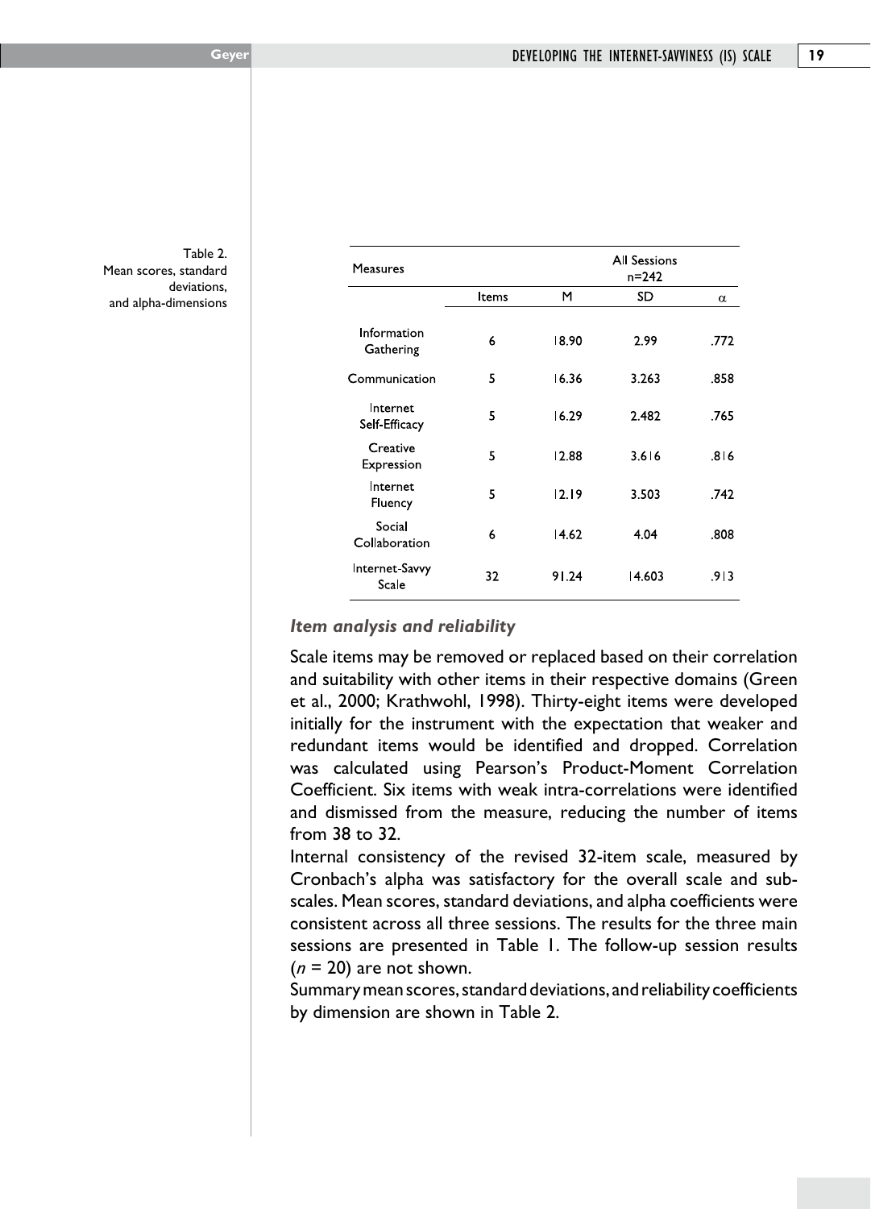Table 2.
Mean scores, standard deviations, and alpha-dimensions

| Measures | All Sessions n=242 | | | |
|---|---|---|---|---|
| | Items | M | SD | α |
| Information Gathering | 6 | 18.90 | 2.99 | .772 |
| Communication | 5 | 16.36 | 3.263 | .858 |
| Internet Self-Efficacy | 5 | 16.29 | 2.482 | .765 |
| Creative Expression | 5 | 12.88 | 3.616 | .816 |
| Internet Fluency | 5 | 12.19 | 3.503 | .742 |
| Social Collaboration | 6 | 14.62 | 4.04 | .808 |
| Internet-Savvy Scale | 32 | 91.24 | 14.603 | .913 |

### *Item analysis and reliability*

Scale items may be removed or replaced based on their correlation and suitability with other items in their respective domains (Green et al., 2000; Krathwohl, 1998). Thirty-eight items were developed initially for the instrument with the expectation that weaker and redundant items would be identified and dropped. Correlation was calculated using Pearson's Product-Moment Correlation Coefficient. Six items with weak intra-correlations were identified and dismissed from the measure, reducing the number of items from 38 to 32.

Internal consistency of the revised 32-item scale, measured by Cronbach's alpha was satisfactory for the overall scale and sub-scales. Mean scores, standard deviations, and alpha coefficients were consistent across all three sessions. The results for the three main sessions are presented in Table 1. The follow-up session results ($n$ = 20) are not shown.

Summary mean scores, standard deviations, and reliability coefficients by dimension are shown in Table 2.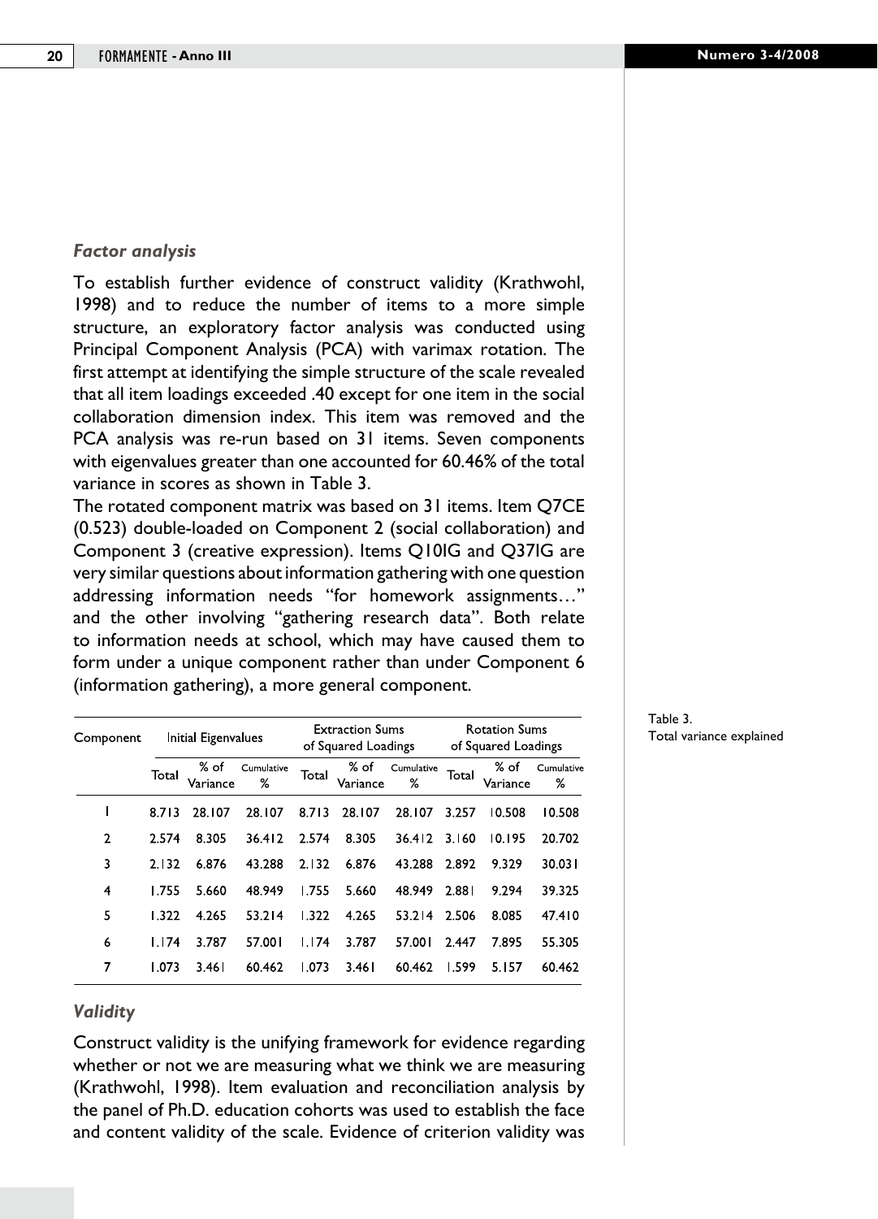### *Factor analysis*

To establish further evidence of construct validity (Krathwohl, 1998) and to reduce the number of items to a more simple structure, an exploratory factor analysis was conducted using Principal Component Analysis (PCA) with varimax rotation. The first attempt at identifying the simple structure of the scale revealed that all item loadings exceeded .40 except for one item in the social collaboration dimension index. This item was removed and the PCA analysis was re-run based on 31 items. Seven components with eigenvalues greater than one accounted for 60.46% of the total variance in scores as shown in Table 3.

The rotated component matrix was based on 31 items. Item Q7CE (0.523) double-loaded on Component 2 (social collaboration) and Component 3 (creative expression). Items Q10IG and Q37IG are very similar questions about information gathering with one question addressing information needs "for homework assignments…" and the other involving "gathering research data". Both relate to information needs at school, which may have caused them to form under a unique component rather than under Component 6 (information gathering), a more general component.

Table 3.
Total variance explained

| Component | Initial Eigenvalues | | | Extraction Sums of Squared Loadings | | | Rotation Sums of Squared Loadings | | |
|---|---|---|---|---|---|---|---|---|---|
| | Total | % of Variance | Cumulative % | Total | % of Variance | Cumulative % | Total | % of Variance | Cumulative % |
| 1 | 8.713 | 28.107 | 28.107 | 8.713 | 28.107 | 28.107 | 3.257 | 10.508 | 10.508 |
| 2 | 2.574 | 8.305 | 36.412 | 2.574 | 8.305 | 36.412 | 3.160 | 10.195 | 20.702 |
| 3 | 2.132 | 6.876 | 43.288 | 2.132 | 6.876 | 43.288 | 2.892 | 9.329 | 30.031 |
| 4 | 1.755 | 5.660 | 48.949 | 1.755 | 5.660 | 48.949 | 2.881 | 9.294 | 39.325 |
| 5 | 1.322 | 4.265 | 53.214 | 1.322 | 4.265 | 53.214 | 2.506 | 8.085 | 47.410 |
| 6 | 1.174 | 3.787 | 57.001 | 1.174 | 3.787 | 57.001 | 2.447 | 7.895 | 55.305 |
| 7 | 1.073 | 3.461 | 60.462 | 1.073 | 3.461 | 60.462 | 1.599 | 5.157 | 60.462 |

### *Validity*

Construct validity is the unifying framework for evidence regarding whether or not we are measuring what we think we are measuring (Krathwohl, 1998). Item evaluation and reconciliation analysis by the panel of Ph.D. education cohorts was used to establish the face and content validity of the scale. Evidence of criterion validity was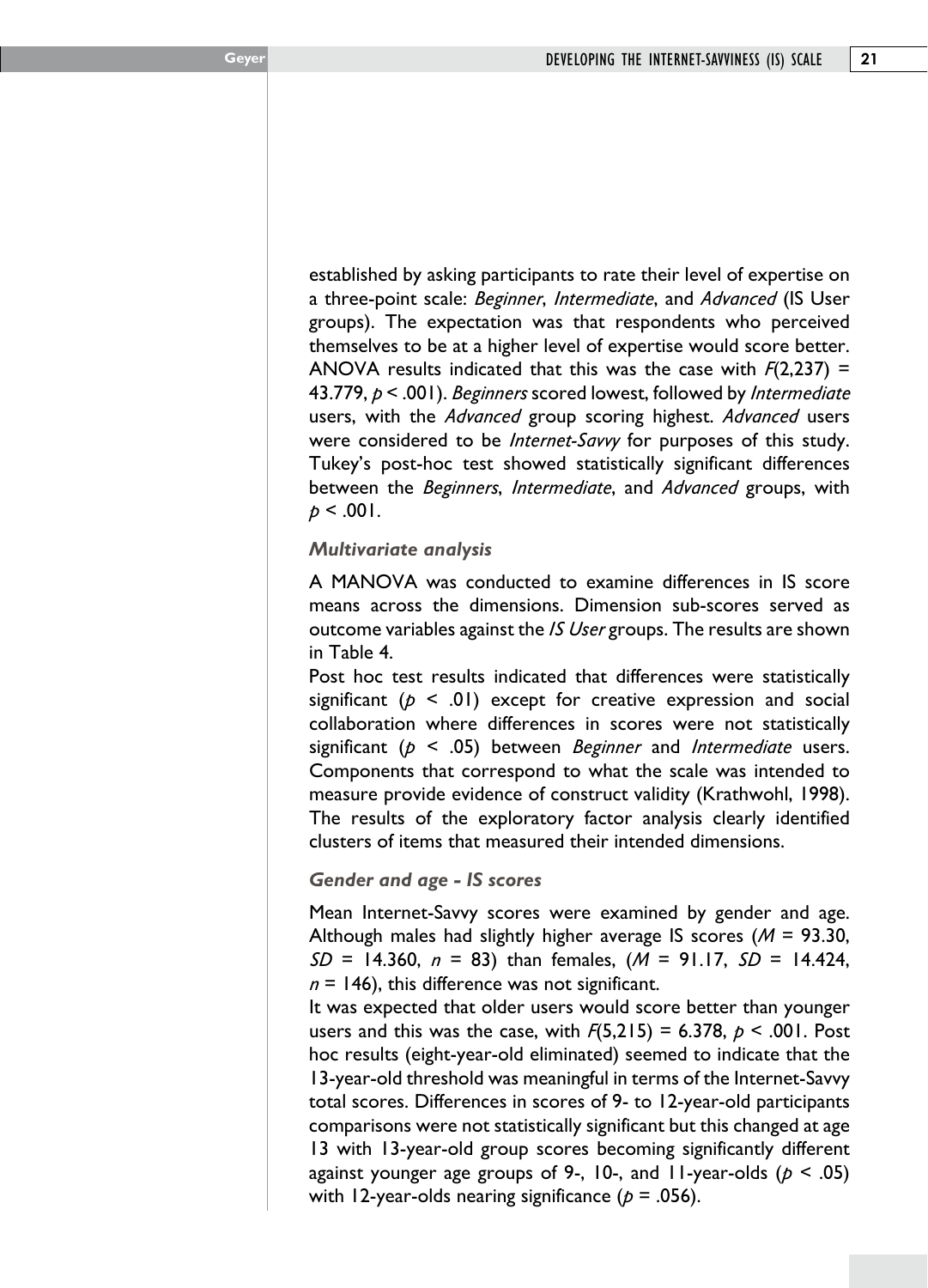established by asking participants to rate their level of expertise on a three-point scale: *Beginner*, *Intermediate*, and *Advanced* (IS User groups). The expectation was that respondents who perceived themselves to be at a higher level of expertise would score better. ANOVA results indicated that this was the case with $F(2,237) = 43.779$, $p < .001$). *Beginners* scored lowest, followed by *Intermediate* users, with the *Advanced* group scoring highest. *Advanced* users were considered to be *Internet-Savvy* for purposes of this study. Tukey's post-hoc test showed statistically significant differences between the *Beginners*, *Intermediate*, and *Advanced* groups, with $p < .001$.

### *Multivariate analysis*

A MANOVA was conducted to examine differences in IS score means across the dimensions. Dimension sub-scores served as outcome variables against the *IS User* groups. The results are shown in Table 4.

Post hoc test results indicated that differences were statistically significant ($p < .01$) except for creative expression and social collaboration where differences in scores were not statistically significant ($p < .05$) between *Beginner* and *Intermediate* users. Components that correspond to what the scale was intended to measure provide evidence of construct validity (Krathwohl, 1998). The results of the exploratory factor analysis clearly identified clusters of items that measured their intended dimensions.

### *Gender and age - IS scores*

Mean Internet-Savvy scores were examined by gender and age. Although males had slightly higher average IS scores ($M = 93.30$, $SD = 14.360$, $n = 83$) than females, ($M = 91.17$, $SD = 14.424$, $n = 146$), this difference was not significant.

It was expected that older users would score better than younger users and this was the case, with $F(5,215) = 6.378$, $p < .001$. Post hoc results (eight-year-old eliminated) seemed to indicate that the 13-year-old threshold was meaningful in terms of the Internet-Savvy total scores. Differences in scores of 9- to 12-year-old participants comparisons were not statistically significant but this changed at age 13 with 13-year-old group scores becoming significantly different against younger age groups of 9-, 10-, and 11-year-olds ($p < .05$) with 12-year-olds nearing significance ($p = .056$).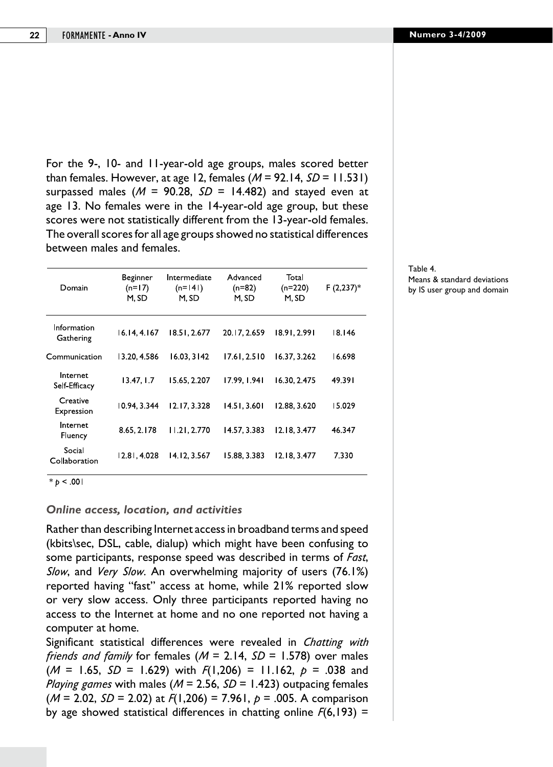For the 9-, 10- and 11-year-old age groups, males scored better than females. However, at age 12, females ($M$ = 92.14, $SD$ = 11.531) surpassed males ($M$ = 90.28, $SD$ = 14.482) and stayed even at age 13. No females were in the 14-year-old age group, but these scores were not statistically different from the 13-year-old females. The overall scores for all age groups showed no statistical differences between males and females.

Table 4.
Means & standard deviations by IS user group and domain

| Domain | Beginner (n=17) M, SD | Intermediate (n=141) M, SD | Advanced (n=82) M, SD | Total (n=220) M, SD | F (2,237)* |
|---|---|---|---|---|---|
| Information Gathering | 16.14, 4.167 | 18.51, 2.677 | 20.17, 2.659 | 18.91, 2.991 | 18.146 |
| Communication | 13.20, 4.586 | 16.03, 3142 | 17.61, 2.510 | 16.37, 3.262 | 16.698 |
| Internet Self-Efficacy | 13.47, 1.7 | 15.65, 2.207 | 17.99, 1.941 | 16.30, 2.475 | 49.391 |
| Creative Expression | 10.94, 3.344 | 12.17, 3.328 | 14.51, 3.601 | 12.88, 3.620 | 15.029 |
| Internet Fluency | 8.65, 2.178 | 11.21, 2.770 | 14.57, 3.383 | 12.18, 3.477 | 46.347 |
| Social Collaboration | 12.81, 4.028 | 14.12, 3.567 | 15.88, 3.383 | 12.18, 3.477 | 7.330 |

* $p < .001$

### *Online access, location, and activities*

Rather than describing Internet access in broadband terms and speed (kbits\sec, DSL, cable, dialup) which might have been confusing to some participants, response speed was described in terms of *Fast*, *Slow*, and *Very Slow*. An overwhelming majority of users (76.1%) reported having "fast" access at home, while 21% reported slow or very slow access. Only three participants reported having no access to the Internet at home and no one reported not having a computer at home.

Significant statistical differences were revealed in *Chatting with friends and family* for females ($M$ = 2.14, $SD$ = 1.578) over males ($M$ = 1.65, $SD$ = 1.629) with $F(1,206)$ = 11.162, $p$ = .038 and *Playing games* with males ($M$ = 2.56, $SD$ = 1.423) outpacing females ($M$ = 2.02, $SD$ = 2.02) at $F(1,206)$ = 7.961, $p$ = .005. A comparison by age showed statistical differences in chatting online $F(6,193)$ =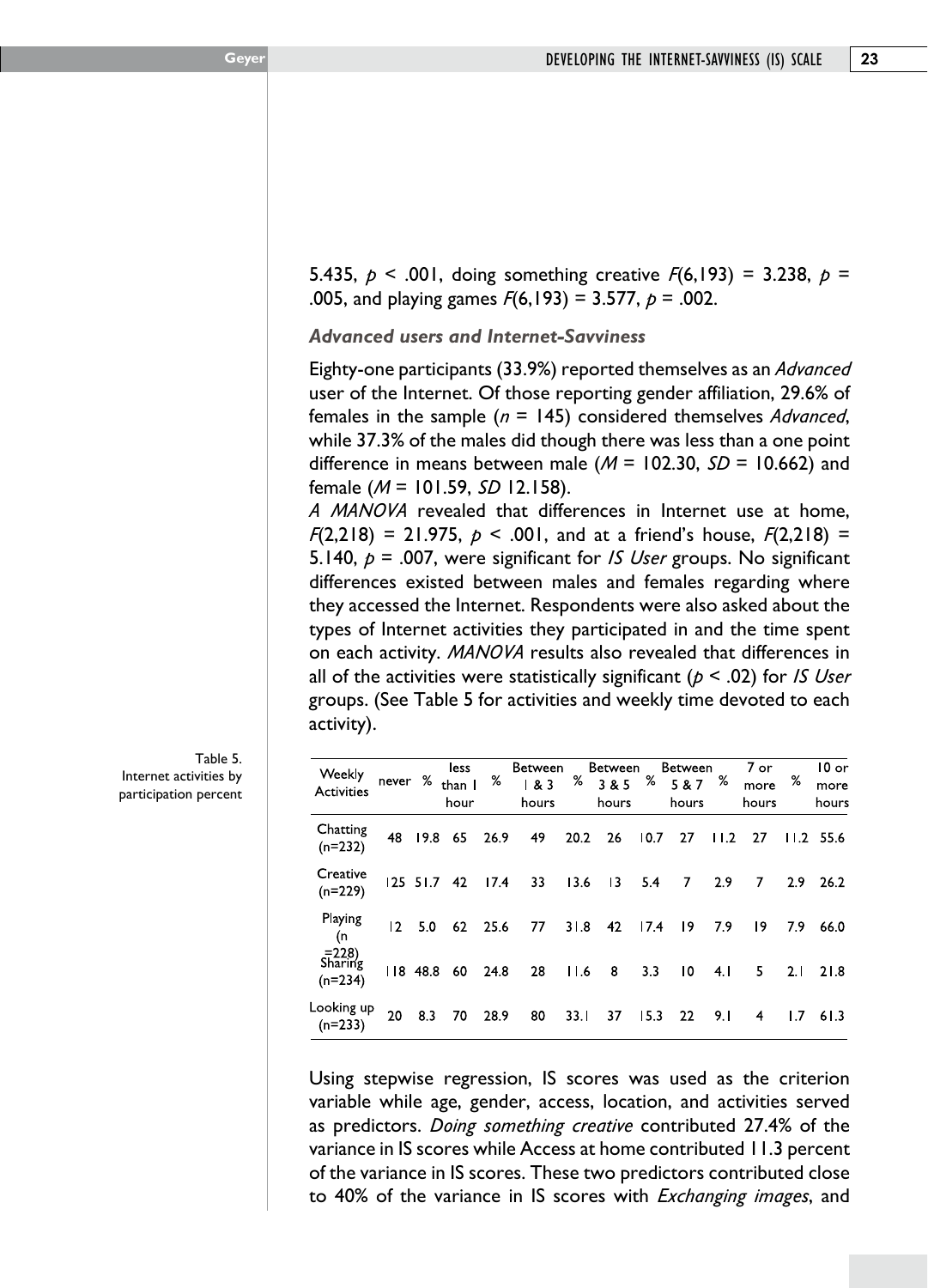5.435, $p < .001$, doing something creative $F(6,193) = 3.238$, $p = .005$, and playing games $F(6,193) = 3.577$, $p = .002$.

### *Advanced users and Internet-Savviness*

Eighty-one participants (33.9%) reported themselves as an *Advanced* user of the Internet. Of those reporting gender affiliation, 29.6% of females in the sample ($n = 145$) considered themselves *Advanced*, while 37.3% of the males did though there was less than a one point difference in means between male ($M = 102.30$, $SD = 10.662$) and female ($M = 101.59$, $SD$ 12.158).

*A MANOVA* revealed that differences in Internet use at home, $F(2,218) = 21.975$, $p < .001$, and at a friend's house, $F(2,218) = 5.140$, $p = .007$, were significant for *IS User* groups. No significant differences existed between males and females regarding where they accessed the Internet. Respondents were also asked about the types of Internet activities they participated in and the time spent on each activity. *MANOVA* results also revealed that differences in all of the activities were statistically significant ($p < .02$) for *IS User* groups. (See Table 5 for activities and weekly time devoted to each activity).

Table 5.
Internet activities by participation percent

| Weekly Activities | never | % | less than 1 hour | % | Between 1 & 3 hours | % | Between 3 & 5 hours | % | Between 5 & 7 hours | % | 7 or more hours | % | 10 or more hours |
|---|---|---|---|---|---|---|---|---|---|---|---|---|---|
| Chatting (n=232) | 48 | 19.8 | 65 | 26.9 | 49 | 20.2 | 26 | 10.7 | 27 | 11.2 | 27 | 11.2 | 55.6 |
| Creative (n=229) | 125 | 51.7 | 42 | 17.4 | 33 | 13.6 | 13 | 5.4 | 7 | 2.9 | 7 | 2.9 | 26.2 |
| Playing (n =228) | 12 | 5.0 | 62 | 25.6 | 77 | 31.8 | 42 | 17.4 | 19 | 7.9 | 19 | 7.9 | 66.0 |
| Sharing (n=234) | 118 | 48.8 | 60 | 24.8 | 28 | 11.6 | 8 | 3.3 | 10 | 4.1 | 5 | 2.1 | 21.8 |
| Looking up (n=233) | 20 | 8.3 | 70 | 28.9 | 80 | 33.1 | 37 | 15.3 | 22 | 9.1 | 4 | 1.7 | 61.3 |

Using stepwise regression, IS scores was used as the criterion variable while age, gender, access, location, and activities served as predictors. *Doing something creative* contributed 27.4% of the variance in IS scores while Access at home contributed 11.3 percent of the variance in IS scores. These two predictors contributed close to 40% of the variance in IS scores with *Exchanging images*, and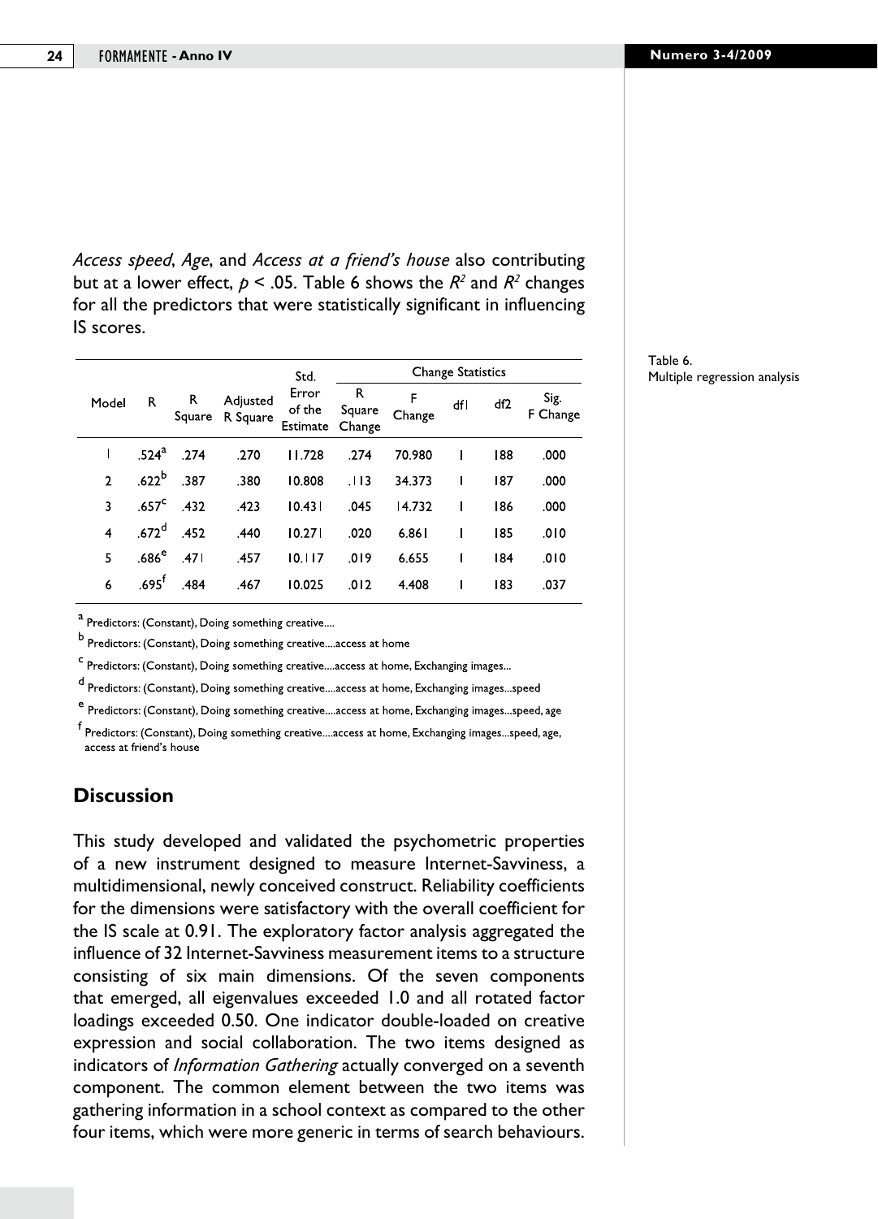*Access speed*, *Age*, and *Access at a friend's house* also contributing but at a lower effect, $p < .05$. Table 6 shows the $R^2$ and $R^2$ changes for all the predictors that were statistically significant in influencing IS scores.

Table 6.
Multiple regression analysis

| Model | R | R Square | Adjusted R Square | Std. Error of the Estimate | Change Statistics | | | | |
|---|---|---|---|---|---|---|---|---|---|
| | | | | | R Square Change | F Change | df1 | df2 | Sig. F Change |
| 1 | .524[a] | .274 | .270 | 11.728 | .274 | 70.980 | 1 | 188 | .000 |
| 2 | .622[b] | .387 | .380 | 10.808 | .113 | 34.373 | 1 | 187 | .000 |
| 3 | .657[c] | .432 | .423 | 10.431 | .045 | 14.732 | 1 | 186 | .000 |
| 4 | .672[d] | .452 | .440 | 10.271 | .020 | 6.861 | 1 | 185 | .010 |
| 5 | .686[e] | .471 | .457 | 10.117 | .019 | 6.655 | 1 | 184 | .010 |
| 6 | .695[f] | .484 | .467 | 10.025 | .012 | 4.408 | 1 | 183 | .037 |

[a] Predictors: (Constant), Doing something creative....

[b] Predictors: (Constant), Doing something creative....access at home

[c] Predictors: (Constant), Doing something creative....access at home, Exchanging images...

[d] Predictors: (Constant), Doing something creative....access at home, Exchanging images...speed

[e] Predictors: (Constant), Doing something creative....access at home, Exchanging images...speed, age

[f] Predictors: (Constant), Doing something creative....access at home, Exchanging images...speed, age, access at friend's house

## Discussion

This study developed and validated the psychometric properties of a new instrument designed to measure Internet-Savviness, a multidimensional, newly conceived construct. Reliability coefficients for the dimensions were satisfactory with the overall coefficient for the IS scale at 0.91. The exploratory factor analysis aggregated the influence of 32 Internet-Savviness measurement items to a structure consisting of six main dimensions. Of the seven components that emerged, all eigenvalues exceeded 1.0 and all rotated factor loadings exceeded 0.50. One indicator double-loaded on creative expression and social collaboration. The two items designed as indicators of *Information Gathering* actually converged on a seventh component. The common element between the two items was gathering information in a school context as compared to the other four items, which were more generic in terms of search behaviours.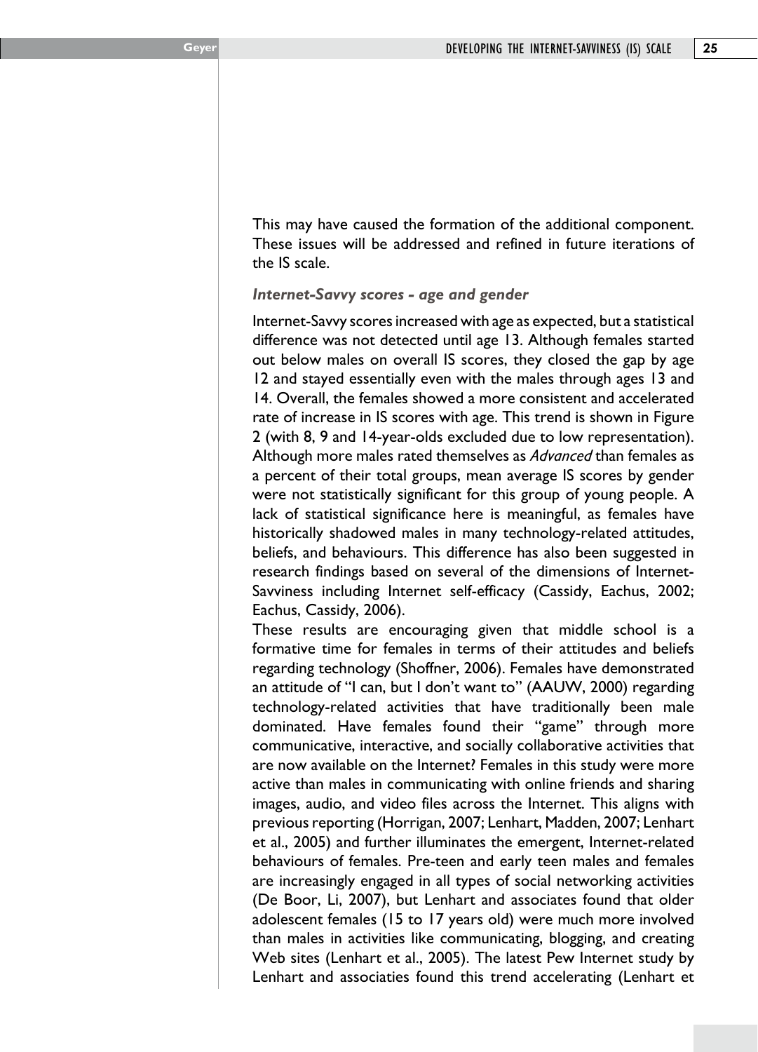This may have caused the formation of the additional component. These issues will be addressed and refined in future iterations of the IS scale.

### *Internet-Savvy scores - age and gender*

Internet-Savvy scores increased with age as expected, but a statistical difference was not detected until age 13. Although females started out below males on overall IS scores, they closed the gap by age 12 and stayed essentially even with the males through ages 13 and 14. Overall, the females showed a more consistent and accelerated rate of increase in IS scores with age. This trend is shown in Figure 2 (with 8, 9 and 14-year-olds excluded due to low representation). Although more males rated themselves as *Advanced* than females as a percent of their total groups, mean average IS scores by gender were not statistically significant for this group of young people. A lack of statistical significance here is meaningful, as females have historically shadowed males in many technology-related attitudes, beliefs, and behaviours. This difference has also been suggested in research findings based on several of the dimensions of Internet-Savviness including Internet self-efficacy (Cassidy, Eachus, 2002; Eachus, Cassidy, 2006).

These results are encouraging given that middle school is a formative time for females in terms of their attitudes and beliefs regarding technology (Shoffner, 2006). Females have demonstrated an attitude of "I can, but I don't want to" (AAUW, 2000) regarding technology-related activities that have traditionally been male dominated. Have females found their "game" through more communicative, interactive, and socially collaborative activities that are now available on the Internet? Females in this study were more active than males in communicating with online friends and sharing images, audio, and video files across the Internet. This aligns with previous reporting (Horrigan, 2007; Lenhart, Madden, 2007; Lenhart et al., 2005) and further illuminates the emergent, Internet-related behaviours of females. Pre-teen and early teen males and females are increasingly engaged in all types of social networking activities (De Boor, Li, 2007), but Lenhart and associates found that older adolescent females (15 to 17 years old) were much more involved than males in activities like communicating, blogging, and creating Web sites (Lenhart et al., 2005). The latest Pew Internet study by Lenhart and associates found this trend accelerating (Lenhart et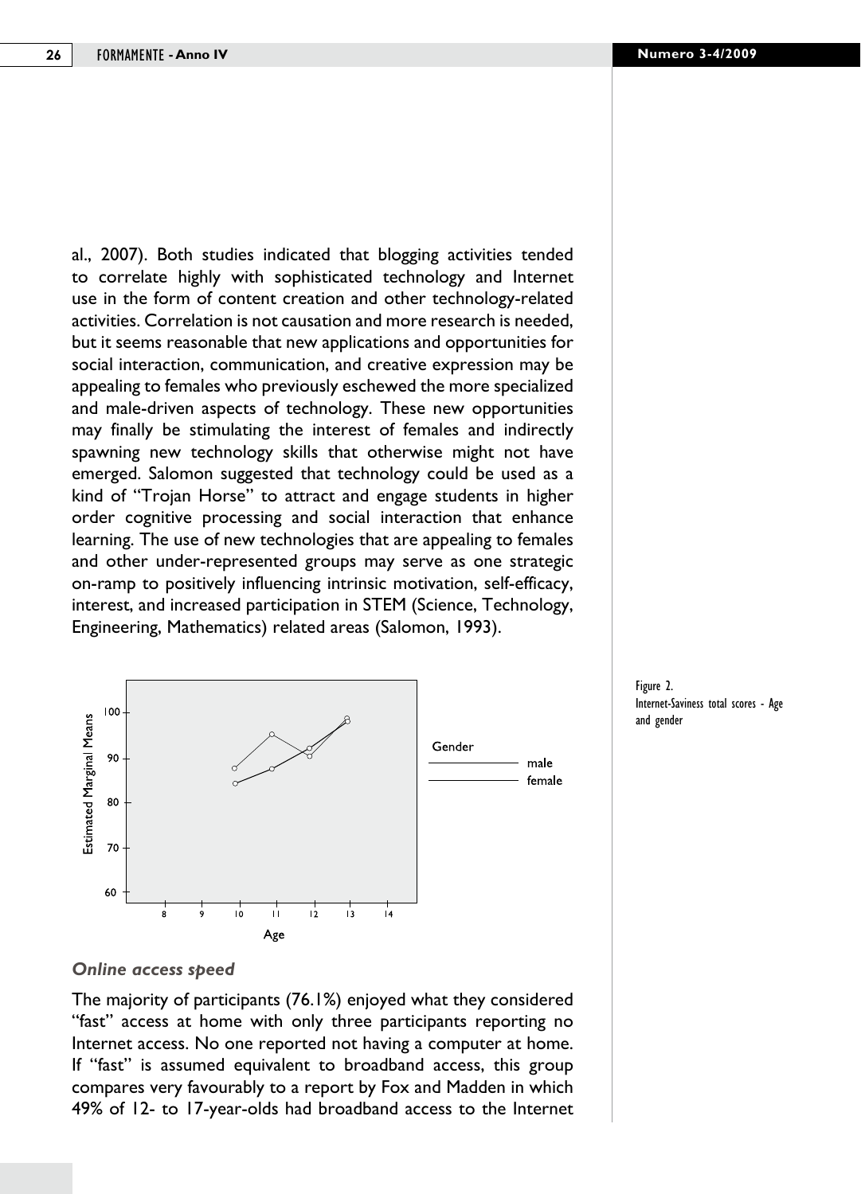al., 2007). Both studies indicated that blogging activities tended to correlate highly with sophisticated technology and Internet use in the form of content creation and other technology-related activities. Correlation is not causation and more research is needed, but it seems reasonable that new applications and opportunities for social interaction, communication, and creative expression may be appealing to females who previously eschewed the more specialized and male-driven aspects of technology. These new opportunities may finally be stimulating the interest of females and indirectly spawning new technology skills that otherwise might not have emerged. Salomon suggested that technology could be used as a kind of "Trojan Horse" to attract and engage students in higher order cognitive processing and social interaction that enhance learning. The use of new technologies that are appealing to females and other under-represented groups may serve as one strategic on-ramp to positively influencing intrinsic motivation, self-efficacy, interest, and increased participation in STEM (Science, Technology, Engineering, Mathematics) related areas (Salomon, 1993).

Figure 2.
Internet-Saviness total scores - Age and gender

### *Online access speed*

The majority of participants (76.1%) enjoyed what they considered "fast" access at home with only three participants reporting no Internet access. No one reported not having a computer at home. If "fast" is assumed equivalent to broadband access, this group compares very favourably to a report by Fox and Madden in which 49% of 12- to 17-year-olds had broadband access to the Internet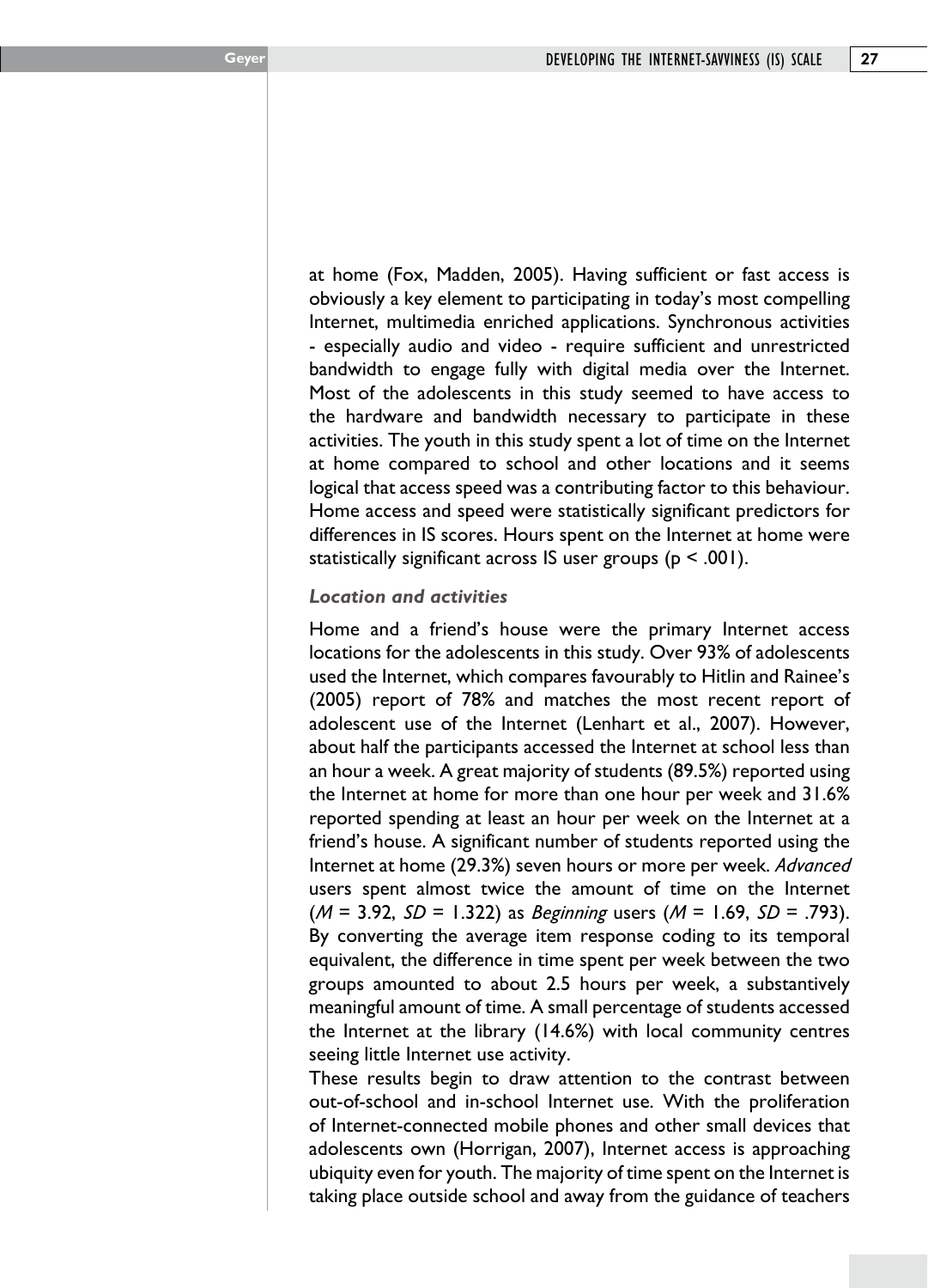at home (Fox, Madden, 2005). Having sufficient or fast access is obviously a key element to participating in today's most compelling Internet, multimedia enriched applications. Synchronous activities - especially audio and video - require sufficient and unrestricted bandwidth to engage fully with digital media over the Internet. Most of the adolescents in this study seemed to have access to the hardware and bandwidth necessary to participate in these activities. The youth in this study spent a lot of time on the Internet at home compared to school and other locations and it seems logical that access speed was a contributing factor to this behaviour. Home access and speed were statistically significant predictors for differences in IS scores. Hours spent on the Internet at home were statistically significant across IS user groups ($p < .001$).

### *Location and activities*

Home and a friend's house were the primary Internet access locations for the adolescents in this study. Over 93% of adolescents used the Internet, which compares favourably to Hitlin and Rainee's (2005) report of 78% and matches the most recent report of adolescent use of the Internet (Lenhart et al., 2007). However, about half the participants accessed the Internet at school less than an hour a week. A great majority of students (89.5%) reported using the Internet at home for more than one hour per week and 31.6% reported spending at least an hour per week on the Internet at a friend's house. A significant number of students reported using the Internet at home (29.3%) seven hours or more per week. *Advanced* users spent almost twice the amount of time on the Internet ($M$ = 3.92, $SD$ = 1.322) as *Beginning* users ($M$ = 1.69, $SD$ = .793). By converting the average item response coding to its temporal equivalent, the difference in time spent per week between the two groups amounted to about 2.5 hours per week, a substantively meaningful amount of time. A small percentage of students accessed the Internet at the library (14.6%) with local community centres seeing little Internet use activity.

These results begin to draw attention to the contrast between out-of-school and in-school Internet use. With the proliferation of Internet-connected mobile phones and other small devices that adolescents own (Horrigan, 2007), Internet access is approaching ubiquity even for youth. The majority of time spent on the Internet is taking place outside school and away from the guidance of teachers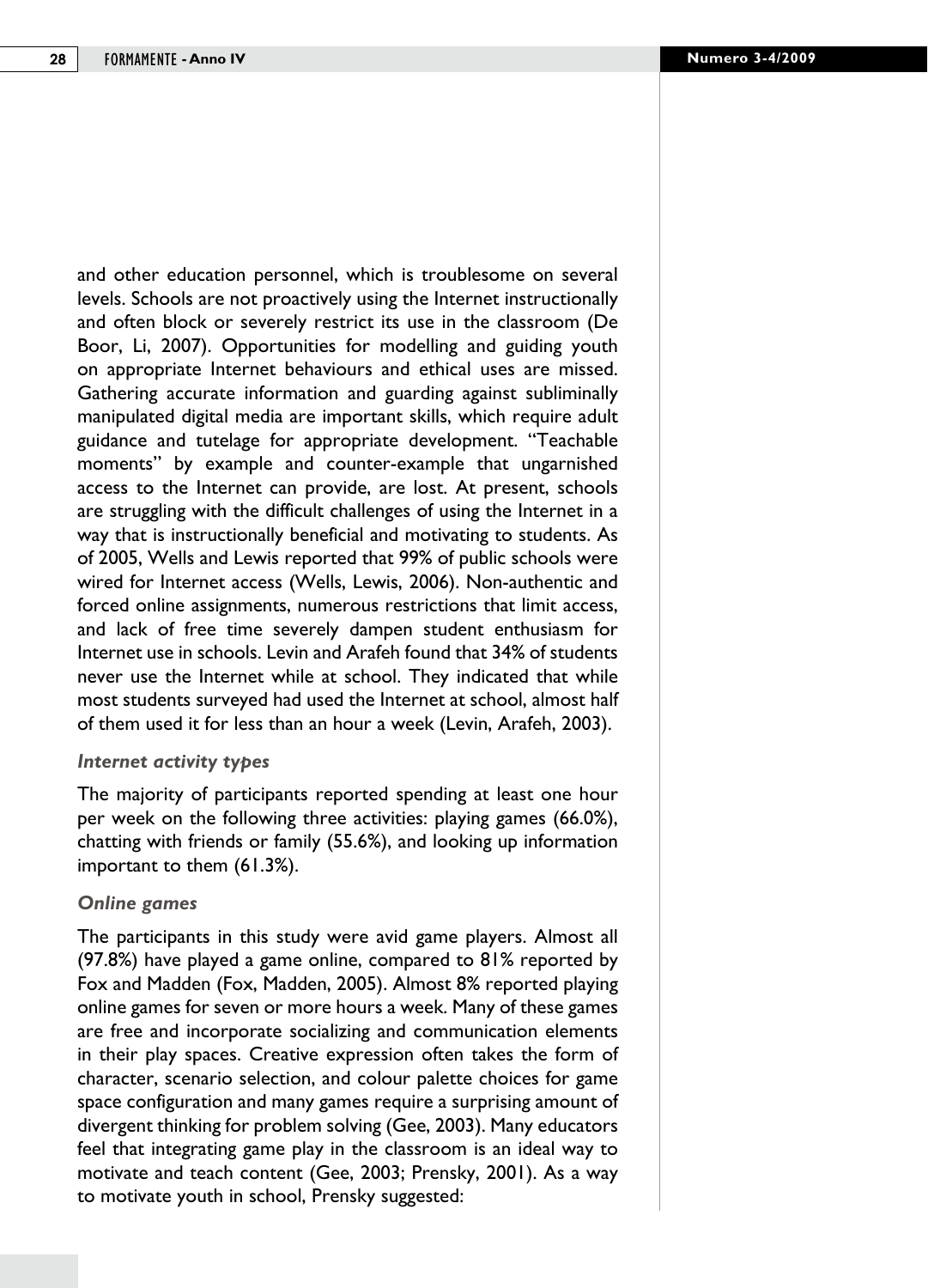and other education personnel, which is troublesome on several levels. Schools are not proactively using the Internet instructionally and often block or severely restrict its use in the classroom (De Boor, Li, 2007). Opportunities for modelling and guiding youth on appropriate Internet behaviours and ethical uses are missed. Gathering accurate information and guarding against subliminally manipulated digital media are important skills, which require adult guidance and tutelage for appropriate development. "Teachable moments" by example and counter-example that ungarnished access to the Internet can provide, are lost. At present, schools are struggling with the difficult challenges of using the Internet in a way that is instructionally beneficial and motivating to students. As of 2005, Wells and Lewis reported that 99% of public schools were wired for Internet access (Wells, Lewis, 2006). Non-authentic and forced online assignments, numerous restrictions that limit access, and lack of free time severely dampen student enthusiasm for Internet use in schools. Levin and Arafeh found that 34% of students never use the Internet while at school. They indicated that while most students surveyed had used the Internet at school, almost half of them used it for less than an hour a week (Levin, Arafeh, 2003).

### *Internet activity types*

The majority of participants reported spending at least one hour per week on the following three activities: playing games (66.0%), chatting with friends or family (55.6%), and looking up information important to them (61.3%).

### *Online games*

The participants in this study were avid game players. Almost all (97.8%) have played a game online, compared to 81% reported by Fox and Madden (Fox, Madden, 2005). Almost 8% reported playing online games for seven or more hours a week. Many of these games are free and incorporate socializing and communication elements in their play spaces. Creative expression often takes the form of character, scenario selection, and colour palette choices for game space configuration and many games require a surprising amount of divergent thinking for problem solving (Gee, 2003). Many educators feel that integrating game play in the classroom is an ideal way to motivate and teach content (Gee, 2003; Prensky, 2001). As a way to motivate youth in school, Prensky suggested: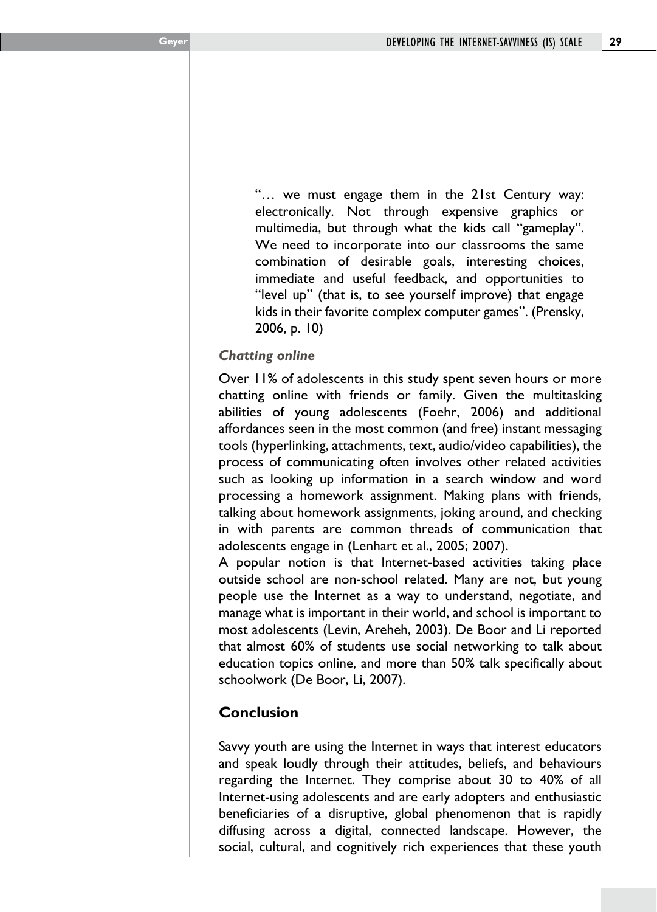> "… we must engage them in the 21st Century way: electronically. Not through expensive graphics or multimedia, but through what the kids call "gameplay". We need to incorporate into our classrooms the same combination of desirable goals, interesting choices, immediate and useful feedback, and opportunities to "level up" (that is, to see yourself improve) that engage kids in their favorite complex computer games". (Prensky, 2006, p. 10)

### *Chatting online*

Over 11% of adolescents in this study spent seven hours or more chatting online with friends or family. Given the multitasking abilities of young adolescents (Foehr, 2006) and additional affordances seen in the most common (and free) instant messaging tools (hyperlinking, attachments, text, audio/video capabilities), the process of communicating often involves other related activities such as looking up information in a search window and word processing a homework assignment. Making plans with friends, talking about homework assignments, joking around, and checking in with parents are common threads of communication that adolescents engage in (Lenhart et al., 2005; 2007).

A popular notion is that Internet-based activities taking place outside school are non-school related. Many are not, but young people use the Internet as a way to understand, negotiate, and manage what is important in their world, and school is important to most adolescents (Levin, Areheh, 2003). De Boor and Li reported that almost 60% of students use social networking to talk about education topics online, and more than 50% talk specifically about schoolwork (De Boor, Li, 2007).

## Conclusion

Savvy youth are using the Internet in ways that interest educators and speak loudly through their attitudes, beliefs, and behaviours regarding the Internet. They comprise about 30 to 40% of all Internet-using adolescents and are early adopters and enthusiastic beneficiaries of a disruptive, global phenomenon that is rapidly diffusing across a digital, connected landscape. However, the social, cultural, and cognitively rich experiences that these youth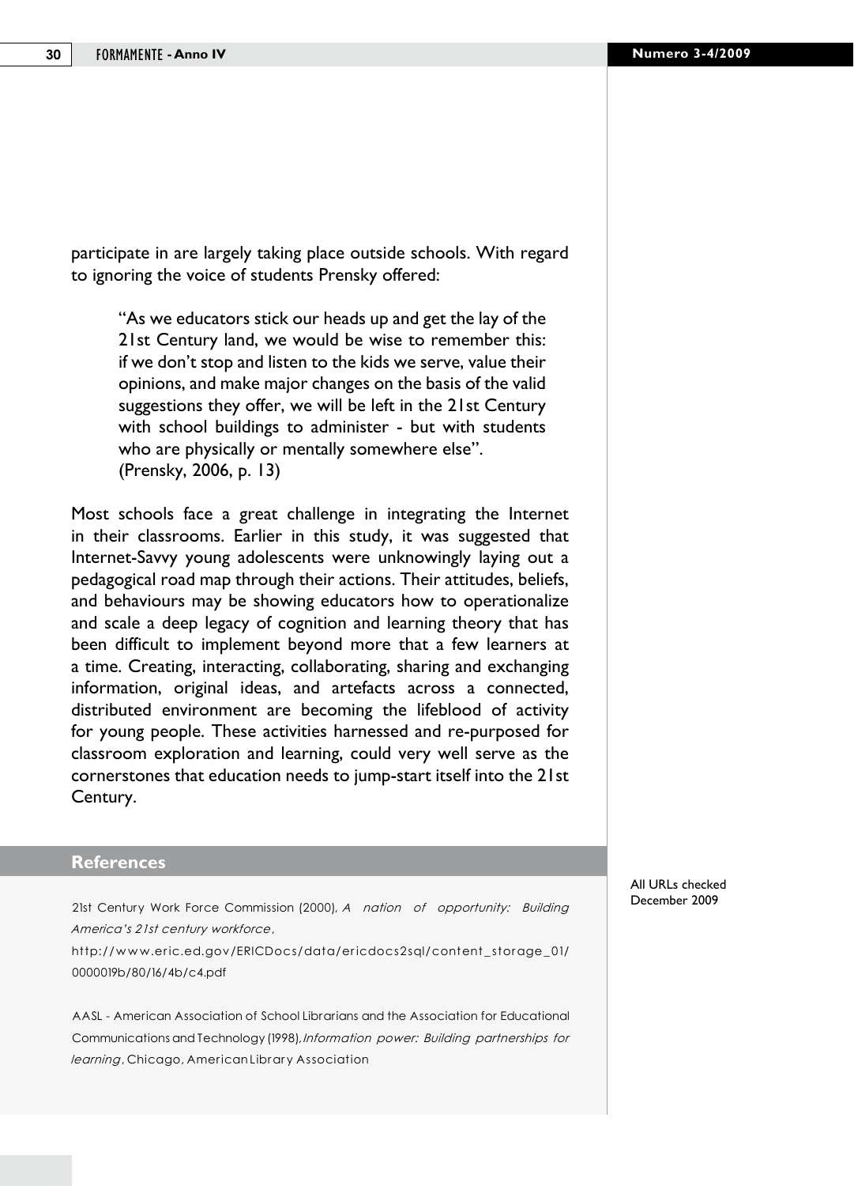participate in are largely taking place outside schools. With regard to ignoring the voice of students Prensky offered:

> "As we educators stick our heads up and get the lay of the 21st Century land, we would be wise to remember this: if we don't stop and listen to the kids we serve, value their opinions, and make major changes on the basis of the valid suggestions they offer, we will be left in the 21st Century with school buildings to administer - but with students who are physically or mentally somewhere else".
> (Prensky, 2006, p. 13)

Most schools face a great challenge in integrating the Internet in their classrooms. Earlier in this study, it was suggested that Internet-Savvy young adolescents were unknowingly laying out a pedagogical road map through their actions. Their attitudes, beliefs, and behaviours may be showing educators how to operationalize and scale a deep legacy of cognition and learning theory that has been difficult to implement beyond more that a few learners at a time. Creating, interacting, collaborating, sharing and exchanging information, original ideas, and artefacts across a connected, distributed environment are becoming the lifeblood of activity for young people. These activities harnessed and re-purposed for classroom exploration and learning, could very well serve as the cornerstones that education needs to jump-start itself into the 21st Century.

## References

All URLs checked December 2009

21st Century Work Force Commission (2000), *A nation of opportunity: Building America's 21st century workforce*, http://www.eric.ed.gov/ERICDocs/data/ericdocs2sql/content_storage_01/0000019b/80/16/4b/c4.pdf

AASL - American Association of School Librarians and the Association for Educational Communications and Technology (1998), *Information power: Building partnerships for learning*, Chicago, American Library Association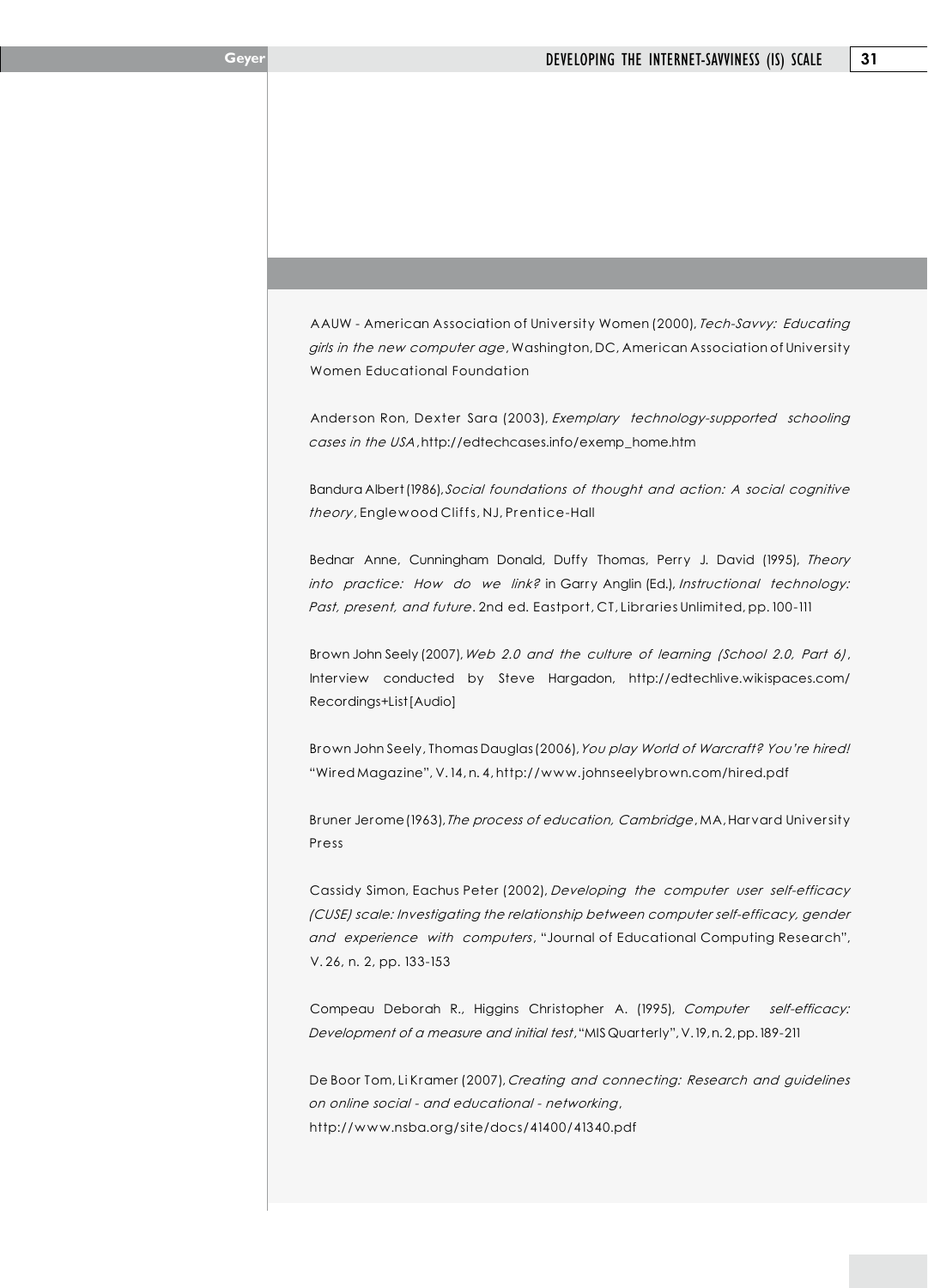AAUW - American Association of University Women (2000), *Tech-Savvy: Educating girls in the new computer age*, Washington, DC, American Association of University Women Educational Foundation

Anderson Ron, Dexter Sara (2003), *Exemplary technology-supported schooling cases in the USA*, http://edtechcases.info/exemp_home.htm

Bandura Albert (1986), *Social foundations of thought and action: A social cognitive theory*, Englewood Cliffs, NJ, Prentice-Hall

Bednar Anne, Cunningham Donald, Duffy Thomas, Perry J. David (1995), *Theory into practice: How do we link?* in Garry Anglin (Ed.), *Instructional technology: Past, present, and future*. 2nd ed. Eastport, CT, Libraries Unlimited, pp. 100-111

Brown John Seely (2007), *Web 2.0 and the culture of learning (School 2.0, Part 6)*, Interview conducted by Steve Hargadon, http://edtechlive.wikispaces.com/Recordings+List [Audio]

Brown John Seely, Thomas Dauglas (2006), *You play World of Warcraft? You're hired!* "Wired Magazine", V. 14, n. 4, http://www.johnseelybrown.com/hired.pdf

Bruner Jerome (1963), *The process of education, Cambridge*, MA, Harvard University Press

Cassidy Simon, Eachus Peter (2002), *Developing the computer user self-efficacy (CUSE) scale: Investigating the relationship between computer self-efficacy, gender and experience with computers*, "Journal of Educational Computing Research", V. 26, n. 2, pp. 133-153

Compeau Deborah R., Higgins Christopher A. (1995), *Computer self-efficacy: Development of a measure and initial test*, "MIS Quarterly", V. 19, n. 2, pp. 189-211

De Boor Tom, Li Kramer (2007), *Creating and connecting: Research and guidelines on online social - and educational - networking*, http://www.nsba.org/site/docs/41400/41340.pdf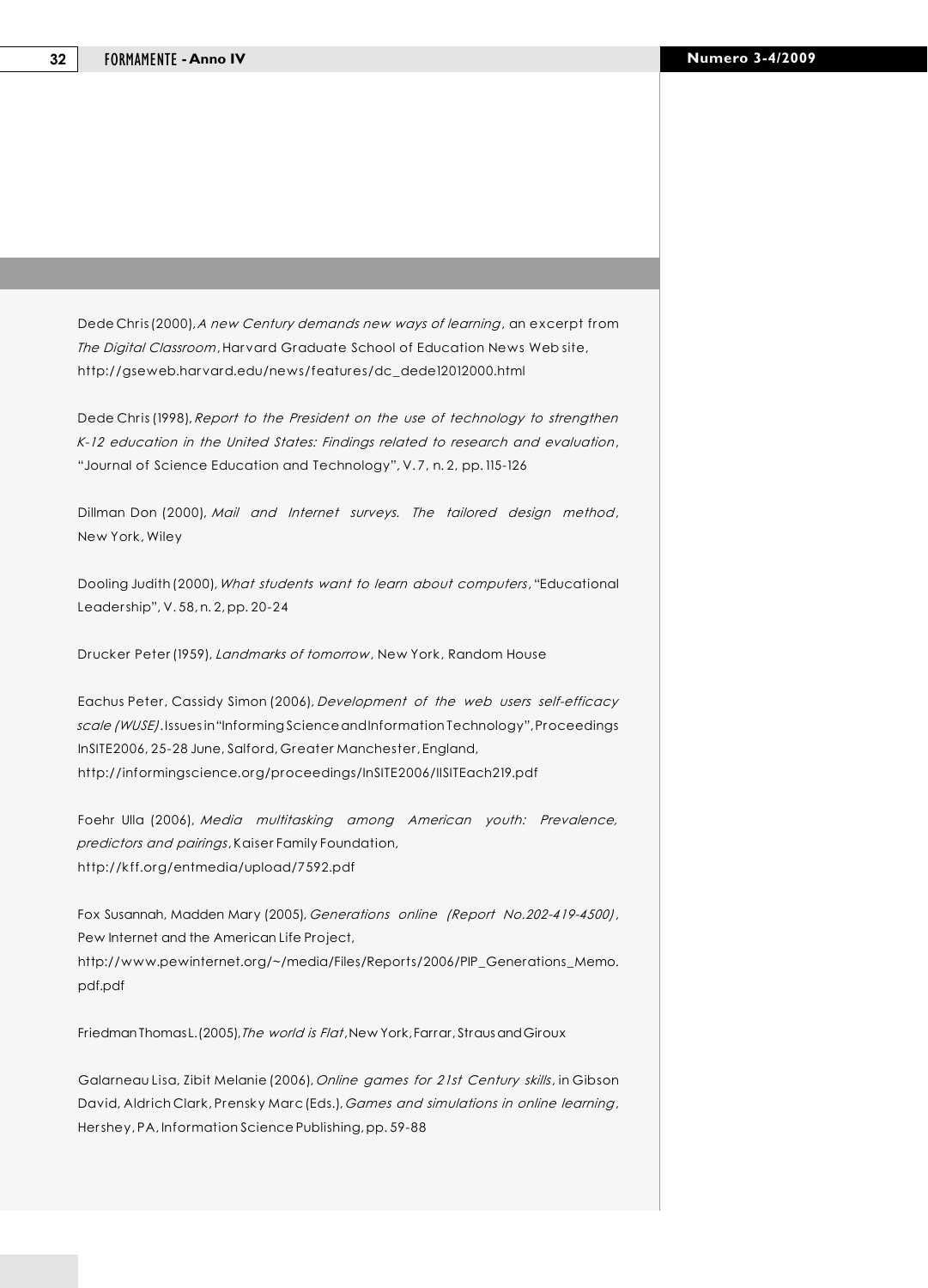Dede Chris (2000), *A new Century demands new ways of learning*, an excerpt from *The Digital Classroom*, Harvard Graduate School of Education News Web site, http://gseweb.harvard.edu/news/features/dc_dede12012000.html

Dede Chris (1998), *Report to the President on the use of technology to strengthen K-12 education in the United States: Findings related to research and evaluation*, "Journal of Science Education and Technology", V. 7, n. 2, pp. 115-126

Dillman Don (2000), *Mail and Internet surveys. The tailored design method*, New York, Wiley

Dooling Judith (2000), *What students want to learn about computers*, "Educational Leadership", V. 58, n. 2, pp. 20-24

Drucker Peter (1959), *Landmarks of tomorrow*, New York, Random House

Eachus Peter, Cassidy Simon (2006), *Development of the web users self-efficacy scale (WUSE)*. Issues in "Informing Science and Information Technology", Proceedings InSITE2006, 25-28 June, Salford, Greater Manchester, England, http://informingscience.org/proceedings/InSITE2006/IISITEach219.pdf

Foehr Ulla (2006), *Media multitasking among American youth: Prevalence, predictors and pairings*, Kaiser Family Foundation, http://kff.org/entmedia/upload/7592.pdf

Fox Susannah, Madden Mary (2005), *Generations online (Report No.202-419-4500)*, Pew Internet and the American Life Project, http://www.pewinternet.org/~/media/Files/Reports/2006/PIP_Generations_Memo.pdf.pdf

Friedman Thomas L. (2005), *The world is Flat*, New York, Farrar, Straus and Giroux

Galarneau Lisa, Zibit Melanie (2006), *Online games for 21st Century skills*, in Gibson David, Aldrich Clark, Prensky Marc (Eds.), *Games and simulations in online learning*, Hershey, PA, Information Science Publishing, pp. 59-88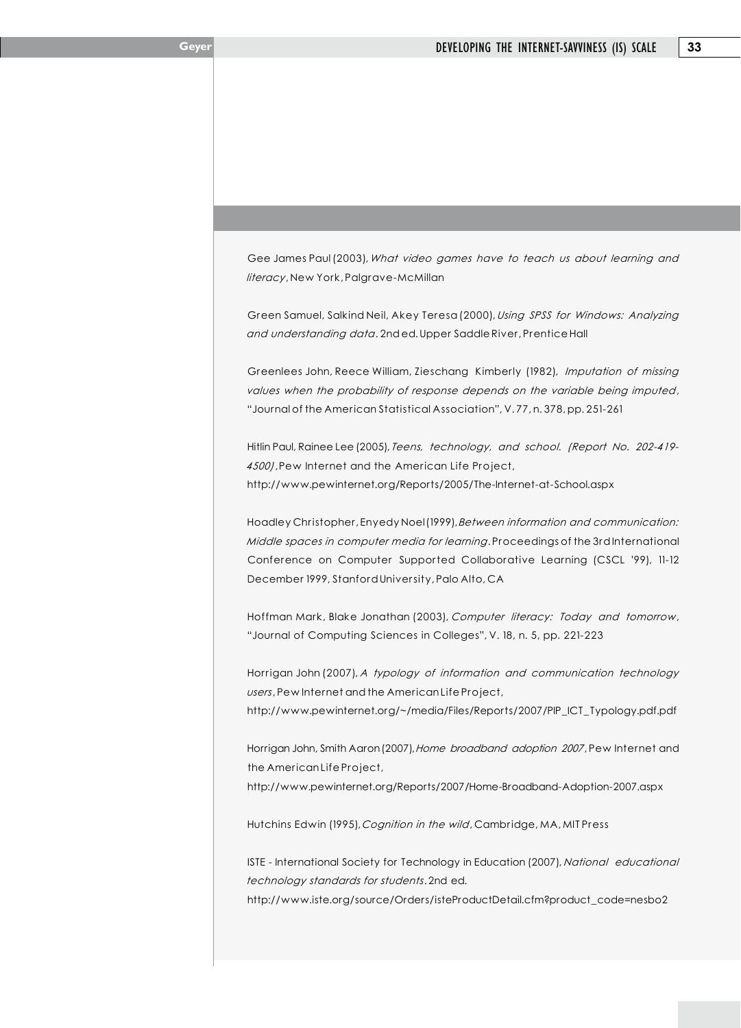Gee James Paul (2003), *What video games have to teach us about learning and literacy*, New York, Palgrave-McMillan

Green Samuel, Salkind Neil, Akey Teresa (2000), *Using SPSS for Windows: Analyzing and understanding data*. 2nd ed. Upper Saddle River, Prentice Hall

Greenlees John, Reece William, Zieschang Kimberly (1982), *Imputation of missing values when the probability of response depends on the variable being imputed*, "Journal of the American Statistical Association", V. 77, n. 378, pp. 251-261

Hitlin Paul, Rainee Lee (2005), *Teens, technology, and school. (Report No. 202-419-4500)*, Pew Internet and the American Life Project, http://www.pewinternet.org/Reports/2005/The-Internet-at-School.aspx

Hoadley Christopher, Enyedy Noel (1999), *Between information and communication: Middle spaces in computer media for learning*. Proceedings of the 3rd International Conference on Computer Supported Collaborative Learning (CSCL '99), 11-12 December 1999, Stanford University, Palo Alto, CA

Hoffman Mark, Blake Jonathan (2003), *Computer literacy: Today and tomorrow*, "Journal of Computing Sciences in Colleges", V. 18, n. 5, pp. 221-223

Horrigan John (2007), *A typology of information and communication technology users*, Pew Internet and the American Life Project, http://www.pewinternet.org/~/media/Files/Reports/2007/PIP_ICT_Typology.pdf.pdf

Horrigan John, Smith Aaron (2007), *Home broadband adoption 2007*, Pew Internet and the American Life Project, http://www.pewinternet.org/Reports/2007/Home-Broadband-Adoption-2007.aspx

Hutchins Edwin (1995), *Cognition in the wild*, Cambridge, MA, MIT Press

ISTE - International Society for Technology in Education (2007), *National educational technology standards for students*. 2nd ed. http://www.iste.org/source/Orders/isteProductDetail.cfm?product_code=nesbo2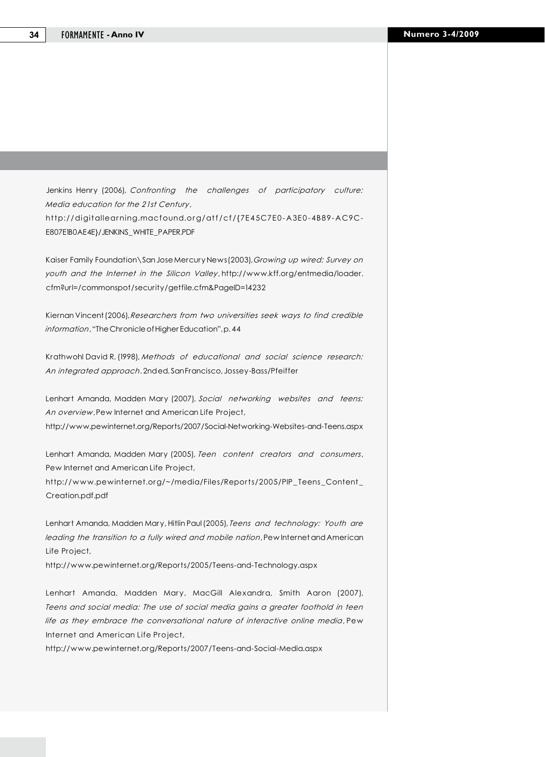Jenkins Henry (2006), *Confronting the challenges of participatory culture: Media education for the 21st Century*, http://digitallearning.macfound.org/atf/cf/{7E45C7E0-A3E0-4B89-AC9C-E807E1B0AE4E}/JENKINS_WHITE_PAPER.PDF

Kaiser Family Foundation\San Jose Mercury News (2003), *Growing up wired: Survey on youth and the Internet in the Silicon Valley*, http://www.kff.org/entmedia/loader.cfm?url=/commonspot/security/getfile.cfm&PageID=14232

Kiernan Vincent (2006), *Researchers from two universities seek ways to find credible information*, "The Chronicle of Higher Education", p. 44

Krathwohl David R. (1998), *Methods of educational and social science research: An integrated approach*. 2nd ed. San Francisco, Jossey-Bass/Pfeiffer

Lenhart Amanda, Madden Mary (2007), *Social networking websites and teens: An overview*, Pew Internet and American Life Project, http://www.pewinternet.org/Reports/2007/Social-Networking-Websites-and-Teens.aspx

Lenhart Amanda, Madden Mary (2005), *Teen content creators and consumers*, Pew Internet and American Life Project, http://www.pewinternet.org/~/media/Files/Reports/2005/PIP_Teens_Content_Creation.pdf.pdf

Lenhart Amanda, Madden Mary, Hitlin Paul (2005), *Teens and technology: Youth are leading the transition to a fully wired and mobile nation*, Pew Internet and American Life Project, http://www.pewinternet.org/Reports/2005/Teens-and-Technology.aspx

Lenhart Amanda, Madden Mary, MacGill Alexandra, Smith Aaron (2007), *Teens and social media: The use of social media gains a greater foothold in teen life as they embrace the conversational nature of interactive online media*, Pew Internet and American Life Project, http://www.pewinternet.org/Reports/2007/Teens-and-Social-Media.aspx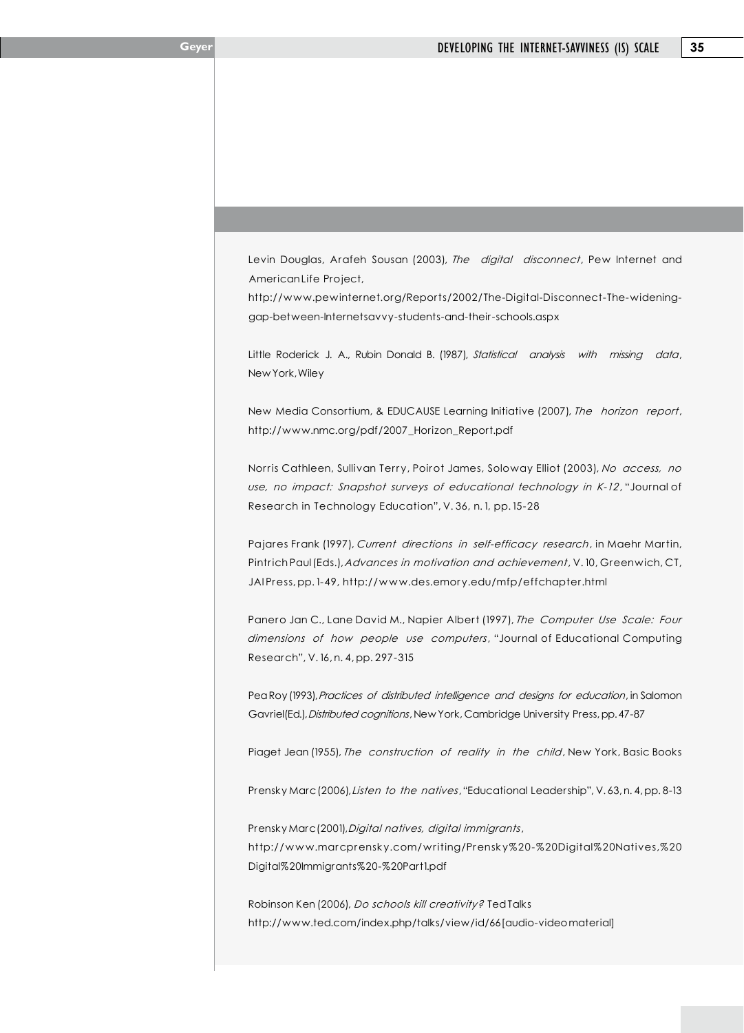Levin Douglas, Arafeh Sousan (2003), *The digital disconnect*, Pew Internet and American Life Project,
http://www.pewinternet.org/Reports/2002/The-Digital-Disconnect-The-widening-gap-between-Internetsavvy-students-and-their-schools.aspx

Little Roderick J. A., Rubin Donald B. (1987), *Statistical analysis with missing data*, New York, Wiley

New Media Consortium, & EDUCAUSE Learning Initiative (2007), *The horizon report*, http://www.nmc.org/pdf/2007_Horizon_Report.pdf

Norris Cathleen, Sullivan Terry, Poirot James, Soloway Elliot (2003), *No access, no use, no impact: Snapshot surveys of educational technology in K-12*, "Journal of Research in Technology Education", V. 36, n. 1, pp. 15-28

Pajares Frank (1997), *Current directions in self-efficacy research*, in Maehr Martin, Pintrich Paul (Eds.), *Advances in motivation and achievement*, V. 10, Greenwich, CT, JAI Press, pp. 1-49, http://www.des.emory.edu/mfp/effchapter.html

Panero Jan C., Lane David M., Napier Albert (1997), *The Computer Use Scale: Four dimensions of how people use computers*, "Journal of Educational Computing Research", V. 16, n. 4, pp. 297-315

Pea Roy (1993), *Practices of distributed intelligence and designs for education*, in Salomon Gavriel (Ed.), *Distributed cognitions*, New York, Cambridge University Press, pp. 47-87

Piaget Jean (1955), *The construction of reality in the child*, New York, Basic Books

Prensky Marc (2006), *Listen to the natives*, "Educational Leadership", V. 63, n. 4, pp. 8-13

Prensky Marc (2001), *Digital natives, digital immigrants*,
http://www.marcprensky.com/writing/Prensky%20-%20Digital%20Natives,%20Digital%20Immigrants%20-%20Part1.pdf

Robinson Ken (2006), *Do schools kill creativity?* Ted Talks
http://www.ted.com/index.php/talks/view/id/66 [audio-video material]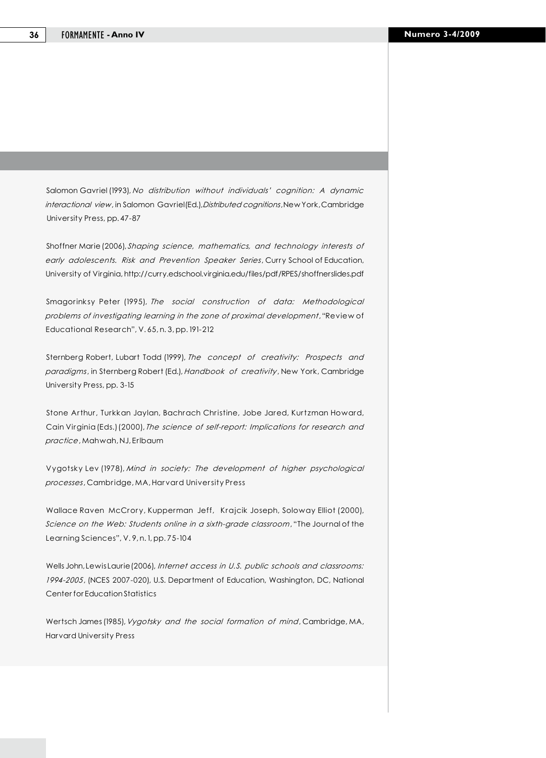Salomon Gavriel (1993), *No distribution without individuals' cognition: A dynamic interactional view*, in Salomon Gavriel(Ed.),*Distributed cognitions*,New York,Cambridge University Press, pp. 47-87

Shoffner Marie (2006), *Shaping science, mathematics, and technology interests of early adolescents. Risk and Prevention Speaker Series*, Curry School of Education, University of Virginia, http://curry.edschool.virginia.edu/files/pdf/RPES/shoffnerslides.pdf

Smagorinksy Peter (1995), *The social construction of data: Methodological problems of investigating learning in the zone of proximal development*, "Review of Educational Research", V. 65, n. 3, pp. 191-212

Sternberg Robert, Lubart Todd (1999), *The concept of creativity: Prospects and paradigms*, in Sternberg Robert (Ed.), *Handbook of creativity*, New York, Cambridge University Press, pp. 3-15

Stone Arthur, Turkkan Jaylan, Bachrach Christine, Jobe Jared, Kurtzman Howard, Cain Virginia (Eds.) (2000), *The science of self-report: Implications for research and practice*, Mahwah, NJ, Erlbaum

Vygotsky Lev (1978), *Mind in society: The development of higher psychological processes*, Cambridge, MA, Harvard University Press

Wallace Raven McCrory, Kupperman Jeff, Krajcik Joseph, Soloway Elliot (2000), *Science on the Web: Students online in a sixth-grade classroom*, "The Journal of the Learning Sciences", V. 9, n. 1, pp. 75-104

Wells John, Lewis Laurie (2006), *Internet access in U.S. public schools and classrooms: 1994-2005*, (NCES 2007-020), U.S. Department of Education, Washington, DC, National Center for Education Statistics

Wertsch James (1985), *Vygotsky and the social formation of mind*, Cambridge, MA, Harvard University Press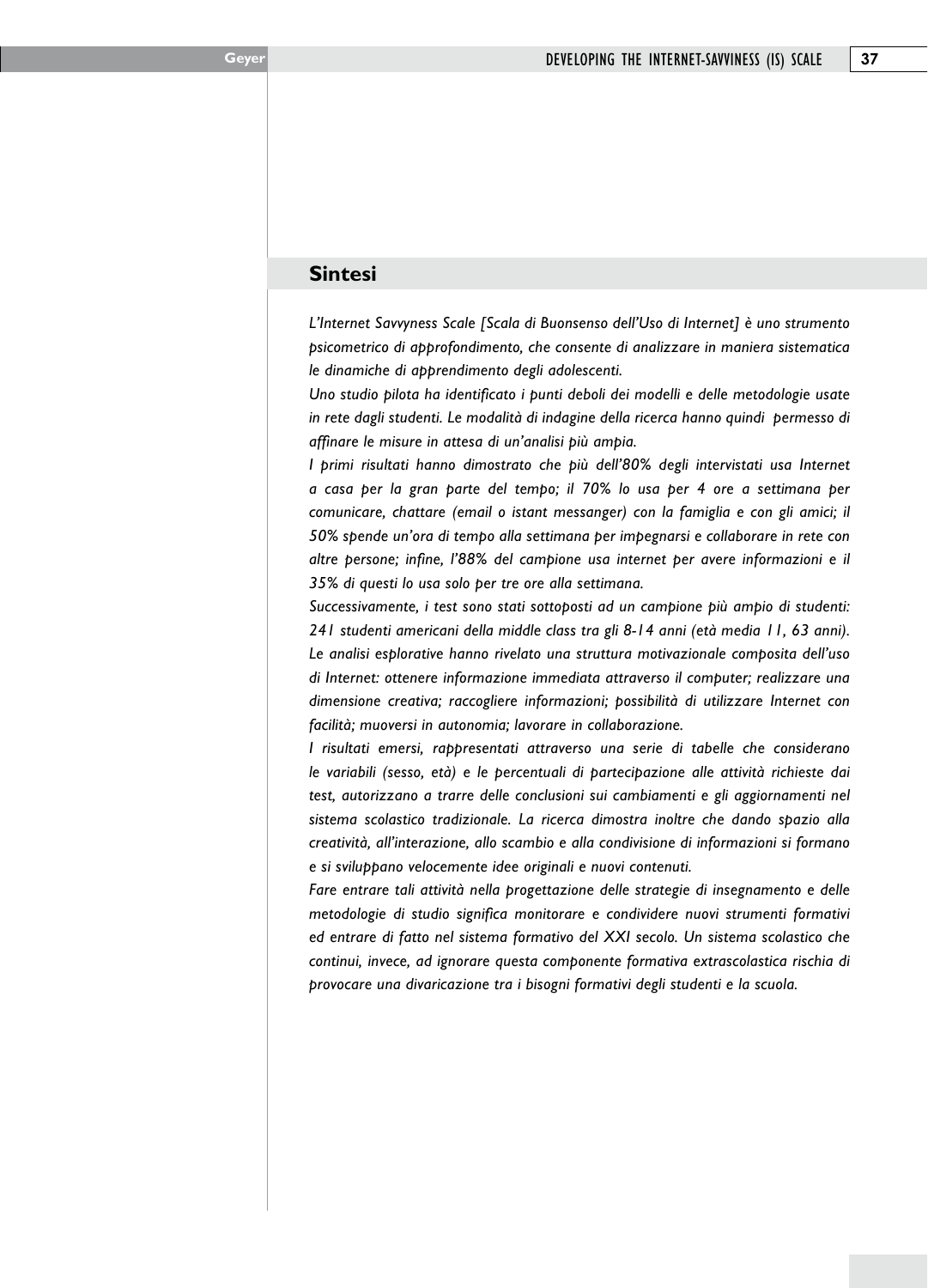## Sintesi

*L'Internet Savvyness Scale [Scala di Buonsenso dell'Uso di Internet] è uno strumento psicometrico di approfondimento, che consente di analizzare in maniera sistematica le dinamiche di apprendimento degli adolescenti.*

*Uno studio pilota ha identificato i punti deboli dei modelli e delle metodologie usate in rete dagli studenti. Le modalità di indagine della ricerca hanno quindi permesso di affinare le misure in attesa di un'analisi più ampia.*

*I primi risultati hanno dimostrato che più dell'80% degli intervistati usa Internet a casa per la gran parte del tempo; il 70% lo usa per 4 ore a settimana per comunicare, chattare (email o istant messanger) con la famiglia e con gli amici; il 50% spende un'ora di tempo alla settimana per impegnarsi e collaborare in rete con altre persone; infine, l'88% del campione usa internet per avere informazioni e il 35% di questi lo usa solo per tre ore alla settimana.*

*Successivamente, i test sono stati sottoposti ad un campione più ampio di studenti: 241 studenti americani della middle class tra gli 8-14 anni (età media 11, 63 anni). Le analisi esplorative hanno rivelato una struttura motivazionale composita dell'uso di Internet: ottenere informazione immediata attraverso il computer; realizzare una dimensione creativa; raccogliere informazioni; possibilità di utilizzare Internet con facilità; muoversi in autonomia; lavorare in collaborazione.*

*I risultati emersi, rappresentati attraverso una serie di tabelle che considerano le variabili (sesso, età) e le percentuali di partecipazione alle attività richieste dai test, autorizzano a trarre delle conclusioni sui cambiamenti e gli aggiornamenti nel sistema scolastico tradizionale. La ricerca dimostra inoltre che dando spazio alla creatività, all'interazione, allo scambio e alla condivisione di informazioni si formano e si sviluppano velocemente idee originali e nuovi contenuti.*

*Fare entrare tali attività nella progettazione delle strategie di insegnamento e delle metodologie di studio significa monitorare e condividere nuovi strumenti formativi ed entrare di fatto nel sistema formativo del XXI secolo. Un sistema scolastico che continui, invece, ad ignorare questa componente formativa extrascolastica rischia di provocare una divaricazione tra i bisogni formativi degli studenti e la scuola.*